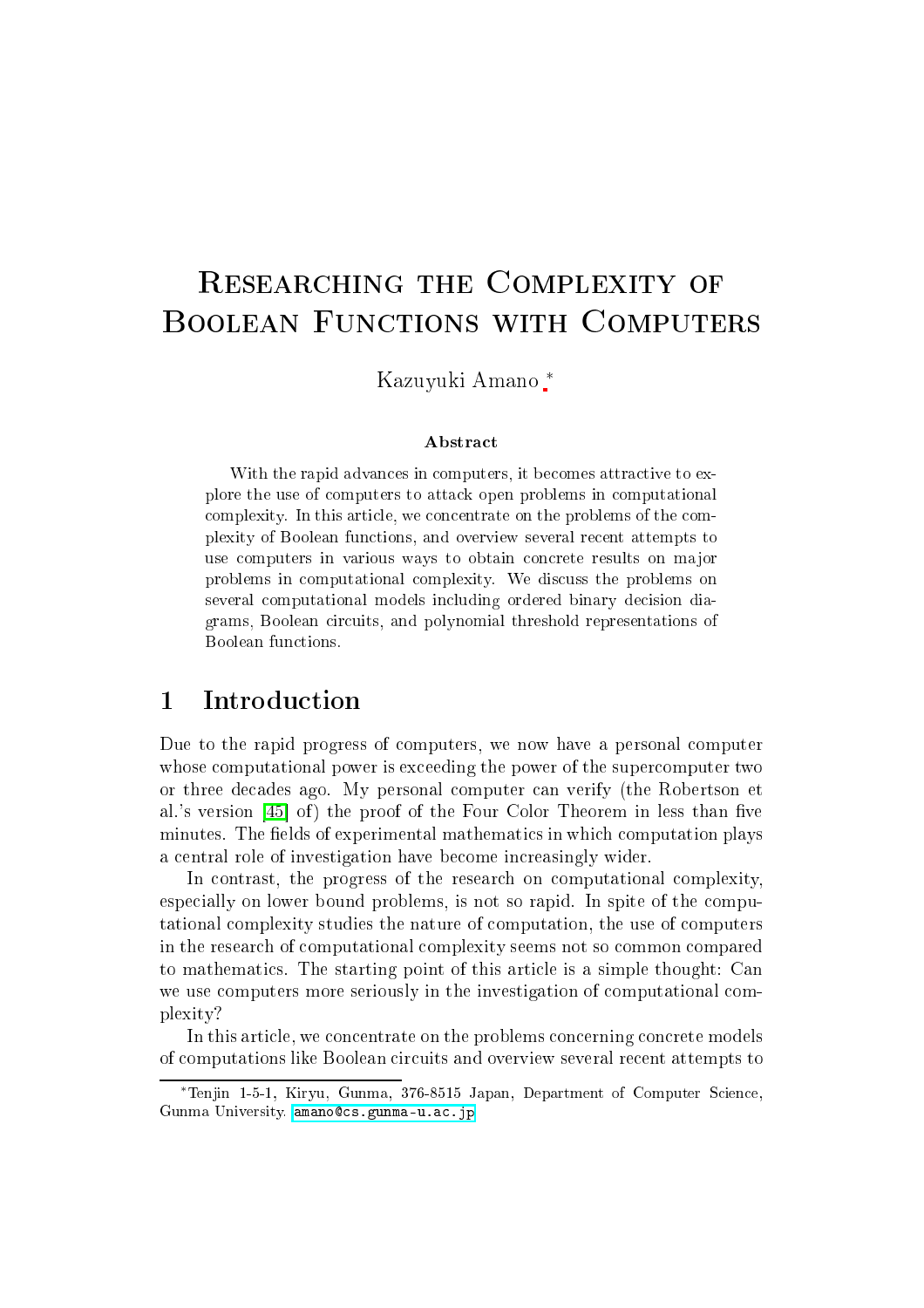# Researching the Complexity of Boolean Functions with Computers

Kazuyuki Amano [*]

**Abstract**

With the rapid advances in computers, it becomes attractive to explore the use of computers to attack open problems in computational complexity. In this article, we concentrate on the problems of the complexity of Boolean functions, and overview several recent attempts to use computers in various ways to obtain concrete results on major problems in computational complexity. We discuss the problems on several computational models including ordered binary decision diagrams, Boolean circuits, and polynomial threshold representations of Boolean functions.

## 1 Introduction

Due to the rapid progress of computers, we now have a personal computer whose computational power is exceeding the power of the supercomputer two or three decades ago. My personal computer can verify (the Robertson et al.'s version [45] of) the proof of the Four Color Theorem in less than five minutes. The fields of experimental mathematics in which computation plays a central role of investigation have become increasingly wider.

In contrast, the progress of the research on computational complexity, especially on lower bound problems, is not so rapid. In spite of the computational complexity studies the nature of computation, the use of computers in the research of computational complexity seems not so common compared to mathematics. The starting point of this article is a simple thought: Can we use computers more seriously in the investigation of computational complexity?

In this article, we concentrate on the problems concerning concrete models of computations like Boolean circuits and overview several recent attempts to

[*] Tenjin 1-5-1, Kiryu, Gunma, 376-8515 Japan, Department of Computer Science, Gunma University. amano@cs.gunma-u.ac.jp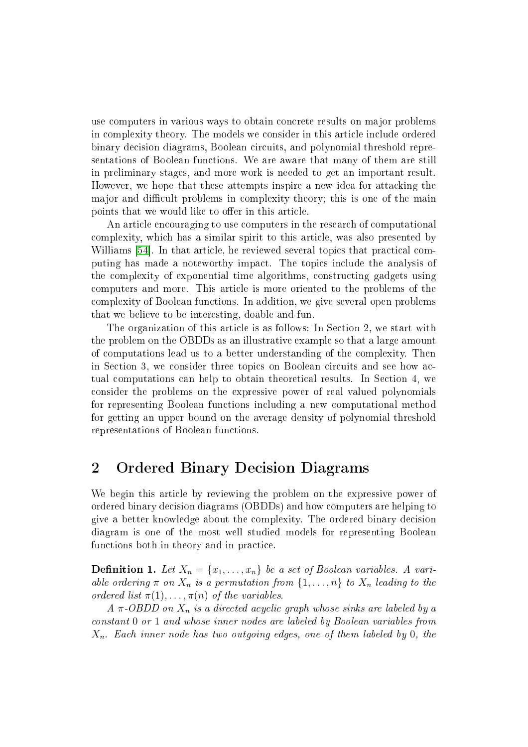use computers in various ways to obtain concrete results on major problems in complexity theory. The models we consider in this article include ordered binary decision diagrams, Boolean circuits, and polynomial threshold representations of Boolean functions. We are aware that many of them are still in preliminary stages, and more work is needed to get an important result. However, we hope that these attempts inspire a new idea for attacking the major and difficult problems in complexity theory; this is one of the main points that we would like to offer in this article.

An article encouraging to use computers in the research of computational complexity, which has a similar spirit to this article, was also presented by Williams [54]. In that article, he reviewed several topics that practical computing has made a noteworthy impact. The topics include the analysis of the complexity of exponential time algorithms, constructing gadgets using computers and more. This article is more oriented to the problems of the complexity of Boolean functions. In addition, we give several open problems that we believe to be interesting, doable and fun.

The organization of this article is as follows: In Section 2, we start with the problem on the OBDDs as an illustrative example so that a large amount of computations lead us to a better understanding of the complexity. Then in Section 3, we consider three topics on Boolean circuits and see how actual computations can help to obtain theoretical results. In Section 4, we consider the problems on the expressive power of real valued polynomials for representing Boolean functions including a new computational method for getting an upper bound on the average density of polynomial threshold representations of Boolean functions.

## 2 Ordered Binary Decision Diagrams

We begin this article by reviewing the problem on the expressive power of ordered binary decision diagrams (OBDDs) and how computers are helping to give a better knowledge about the complexity. The ordered binary decision diagram is one of the most well studied models for representing Boolean functions both in theory and in practice.

**Definition 1.** *Let $X_n = \{x_1, \ldots, x_n\}$ be a set of Boolean variables. A variable ordering $\pi$ on $X_n$ is a permutation from $\{1, \ldots, n\}$ to $X_n$ leading to the ordered list $\pi(1), \ldots, \pi(n)$ of the variables.*

*A $\pi$-OBDD on $X_n$ is a directed acyclic graph whose sinks are labeled by a constant 0 or 1 and whose inner nodes are labeled by Boolean variables from $X_n$. Each inner node has two outgoing edges, one of them labeled by 0, the*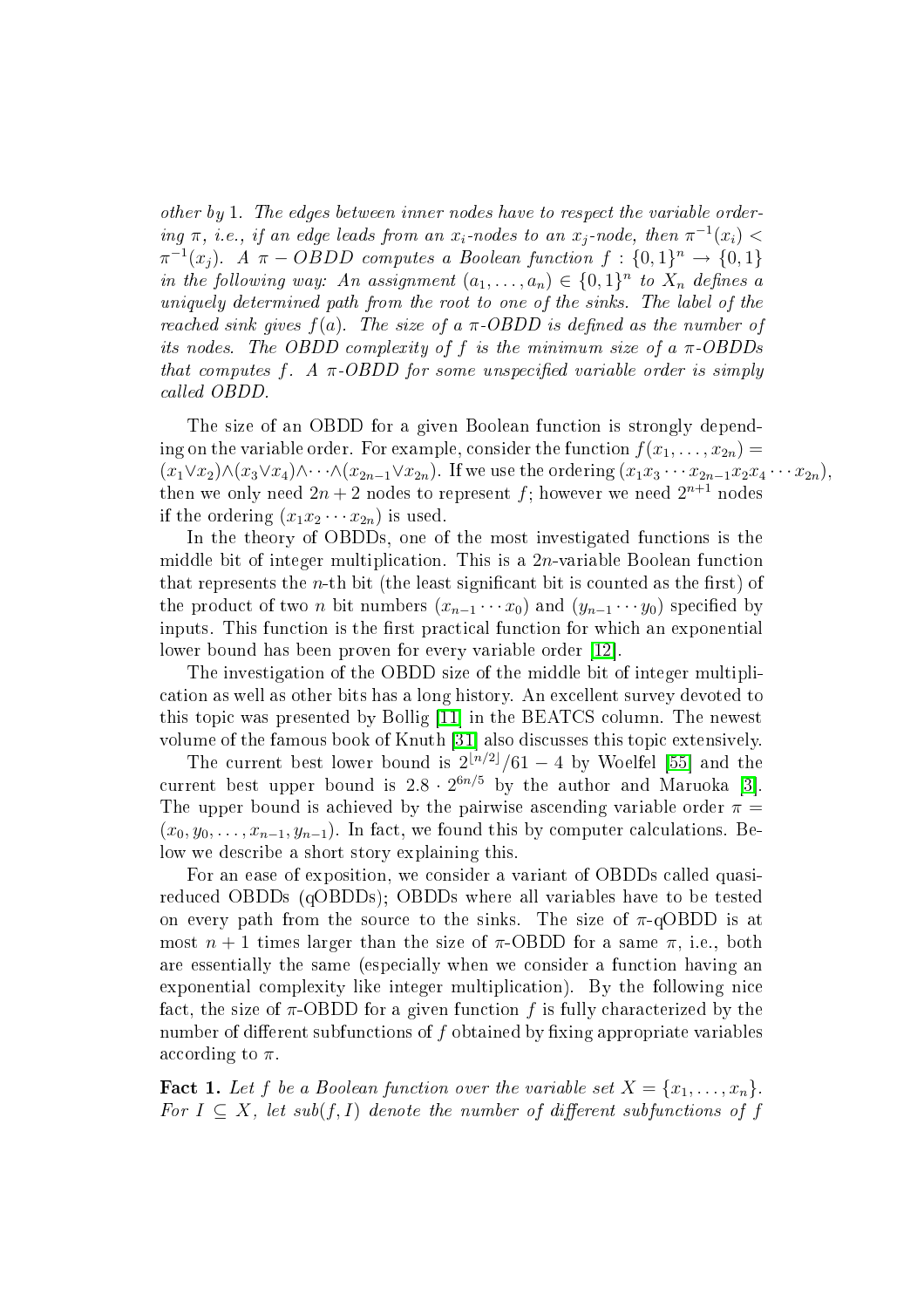*other by 1. The edges between inner nodes have to respect the variable ordering $\pi$, i.e., if an edge leads from an $x_i$-nodes to an $x_j$-node, then $\pi^{-1}(x_i) < \pi^{-1}(x_j)$. A $\pi - OBDD$ computes a Boolean function $f : \{0,1\}^n \to \{0,1\}$ in the following way: An assignment $(a_1, \ldots, a_n) \in \{0,1\}^n$ to $X_n$ defines a uniquely determined path from the root to one of the sinks. The label of the reached sink gives $f(a)$. The size of a $\pi$-OBDD is defined as the number of its nodes. The OBDD complexity of $f$ is the minimum size of a $\pi$-OBDDs that computes $f$. A $\pi$-OBDD for some unspecified variable order is simply called OBDD.*

The size of an OBDD for a given Boolean function is strongly depending on the variable order. For example, consider the function $f(x_1, \ldots, x_{2n}) = (x_1 \vee x_2) \wedge (x_3 \vee x_4) \wedge \cdots \wedge (x_{2n-1} \vee x_{2n})$. If we use the ordering $(x_1 x_3 \cdots x_{2n-1} x_2 x_4 \cdots x_{2n})$, then we only need $2n+2$ nodes to represent $f$; however we need $2^{n+1}$ nodes if the ordering $(x_1 x_2 \cdots x_{2n})$ is used.

In the theory of OBDDs, one of the most investigated functions is the middle bit of integer multiplication. This is a $2n$-variable Boolean function that represents the $n$-th bit (the least significant bit is counted as the first) of the product of two $n$ bit numbers $(x_{n-1} \cdots x_0)$ and $(y_{n-1} \cdots y_0)$ specified by inputs. This function is the first practical function for which an exponential lower bound has been proven for every variable order [12].

The investigation of the OBDD size of the middle bit of integer multiplication as well as other bits has a long history. An excellent survey devoted to this topic was presented by Bollig [11] in the BEATCS column. The newest volume of the famous book of Knuth [31] also discusses this topic extensively.

The current best lower bound is $2^{\lfloor n/2 \rfloor}/61 - 4$ by Woelfel [55] and the current best upper bound is $2.8 \cdot 2^{6n/5}$ by the author and Maruoka [3]. The upper bound is achieved by the pairwise ascending variable order $\pi = (x_0, y_0, \ldots, x_{n-1}, y_{n-1})$. In fact, we found this by computer calculations. Below we describe a short story explaining this.

For an ease of exposition, we consider a variant of OBDDs called quasi-reduced OBDDs (qOBDDs); OBDDs where all variables have to be tested on every path from the source to the sinks. The size of $\pi$-qOBDD is at most $n+1$ times larger than the size of $\pi$-OBDD for a same $\pi$, i.e., both are essentially the same (especially when we consider a function having an exponential complexity like integer multiplication). By the following nice fact, the size of $\pi$-OBDD for a given function $f$ is fully characterized by the number of different subfunctions of $f$ obtained by fixing appropriate variables according to $\pi$.

**Fact 1.** *Let $f$ be a Boolean function over the variable set $X = \{x_1, \ldots, x_n\}$. For $I \subseteq X$, let $sub(f, I)$ denote the number of different subfunctions of $f$*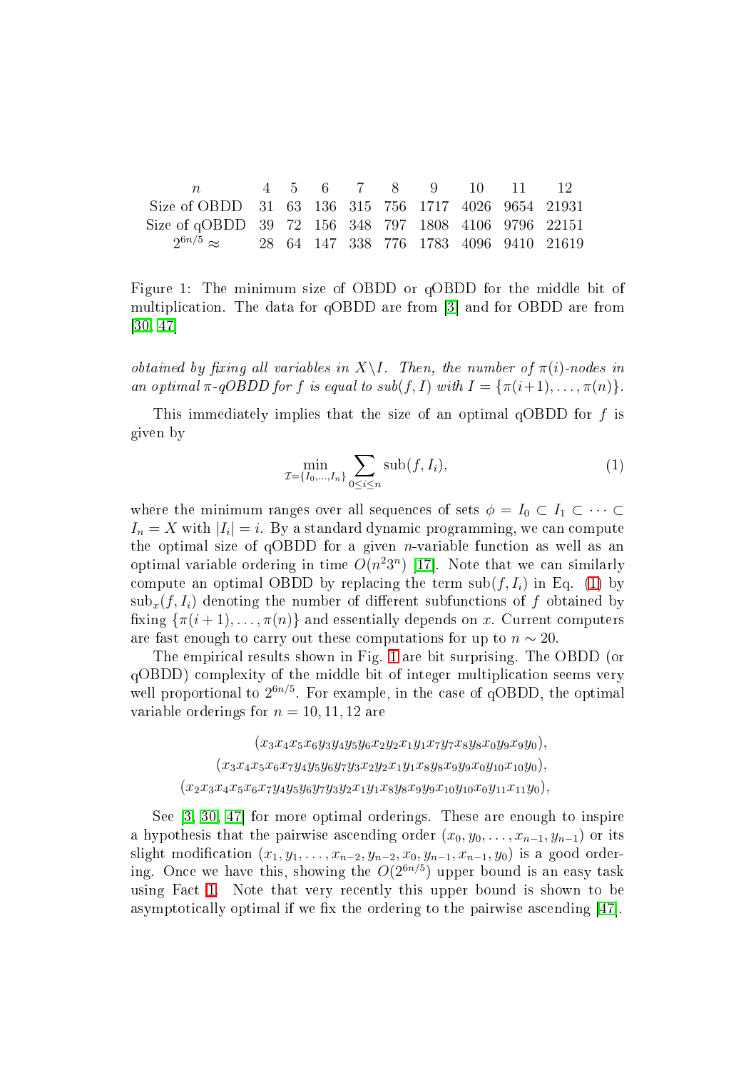| $n$ | 4 | 5 | 6 | 7 | 8 | 9 | 10 | 11 | 12 |
|---|---|---|---|---|---|---|---|---|---|
| Size of OBDD | 31 | 63 | 136 | 315 | 756 | 1717 | 4026 | 9654 | 21931 |
| Size of qOBDD | 39 | 72 | 156 | 348 | 797 | 1808 | 4106 | 9796 | 22151 |
| $2^{6n/5} \approx$ | 28 | 64 | 147 | 338 | 776 | 1783 | 4096 | 9410 | 21619 |

Figure 1: The minimum size of OBDD or qOBDD for the middle bit of multiplication. The data for qOBDD are from [3] and for OBDD are from [30, 47]

*obtained by fixing all variables in* $X\backslash I$*. Then, the number of* $\pi(i)$*-nodes in an optimal* $\pi$*-qOBDD for* $f$ *is equal to* $\mathrm{sub}(f, I)$ *with* $I = \{\pi(i+1), \dots, \pi(n)\}$*.*

This immediately implies that the size of an optimal qOBDD for $f$ is given by

$$\min_{\mathcal{I}=\{I_0,\dots,I_n\}} \sum_{0\le i\le n} \mathrm{sub}(f, I_i), \tag{1}$$

where the minimum ranges over all sequences of sets $\phi = I_0 \subset I_1 \subset \cdots \subset I_n = X$ with $|I_i| = i$. By a standard dynamic programming, we can compute the optimal size of qOBDD for a given $n$-variable function as well as an optimal variable ordering in time $O(n^2 3^n)$ [17]. Note that we can similarly compute an optimal OBDD by replacing the term $\mathrm{sub}(f, I_i)$ in Eq. (1) by $\mathrm{sub}_x(f, I_i)$ denoting the number of different subfunctions of $f$ obtained by fixing $\{\pi(i+1), \dots, \pi(n)\}$ and essentially depends on $x$. Current computers are fast enough to carry out these computations for up to $n \sim 20$.

The empirical results shown in Fig. 1 are bit surprising. The OBDD (or qOBDD) complexity of the middle bit of integer multiplication seems very well proportional to $2^{6n/5}$. For example, in the case of qOBDD, the optimal variable orderings for $n = 10, 11, 12$ are

$$(x_3x_4x_5x_6y_3y_4y_5y_6x_2y_2x_1y_1x_7y_7x_8y_8x_0y_9x_9y_0),$$
$$(x_3x_4x_5x_6x_7y_4y_5y_6y_7y_3x_2y_2x_1y_1x_8y_8x_9y_9x_0y_{10}x_{10}y_0),$$
$$(x_2x_3x_4x_5x_6x_7y_4y_5y_6y_7y_3y_2x_1y_1x_8y_8x_9y_9x_{10}y_{10}x_0y_{11}x_{11}y_0),$$

See [3, 30, 47] for more optimal orderings. These are enough to inspire a hypothesis that the pairwise ascending order $(x_0, y_0, \dots, x_{n-1}, y_{n-1})$ or its slight modification $(x_1, y_1, \dots, x_{n-2}, y_{n-2}, x_0, y_{n-1}, x_{n-1}, y_0)$ is a good ordering. Once we have this, showing the $O(2^{6n/5})$ upper bound is an easy task using Fact 1. Note that very recently this upper bound is shown to be asymptotically optimal if we fix the ordering to the pairwise ascending [47].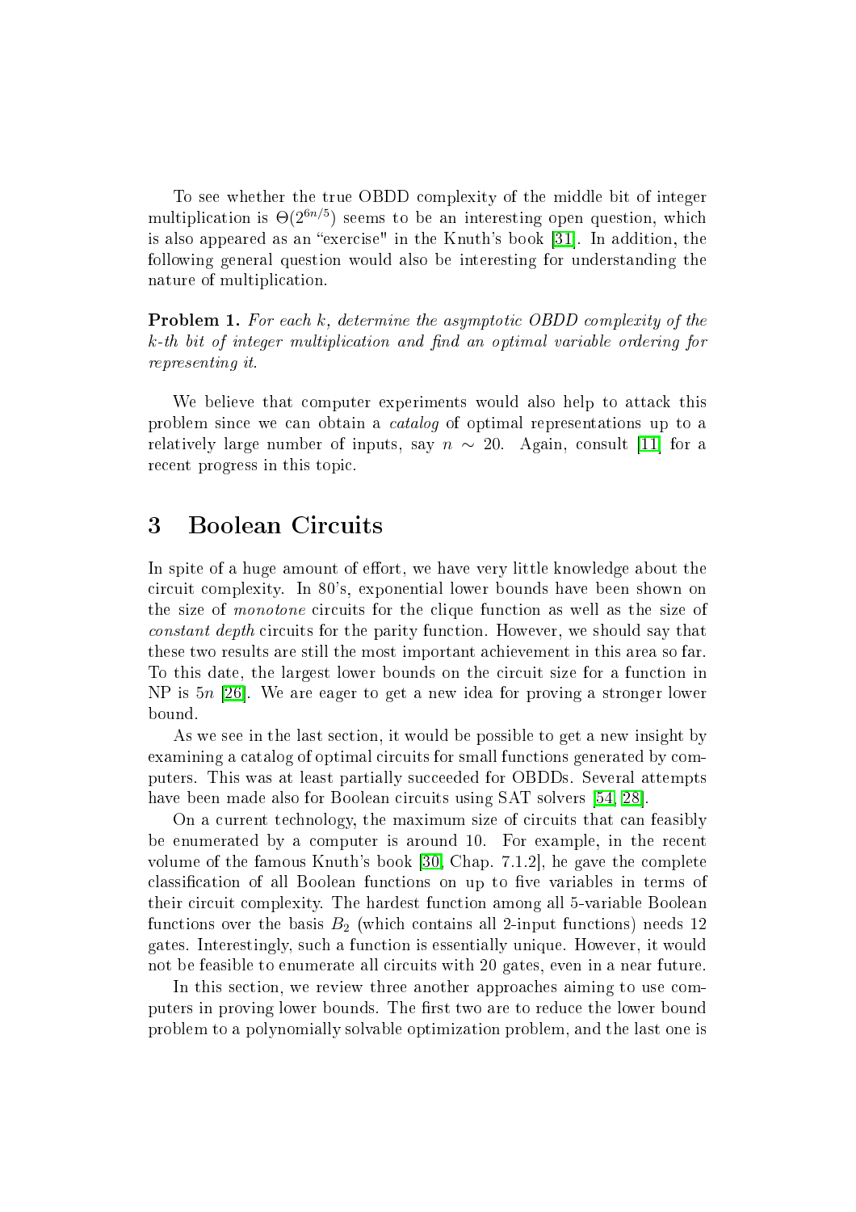To see whether the true OBDD complexity of the middle bit of integer multiplication is $\Theta(2^{6n/5})$ seems to be an interesting open question, which is also appeared as an "exercise" in the Knuth's book [31]. In addition, the following general question would also be interesting for understanding the nature of multiplication.

**Problem 1.** *For each $k$, determine the asymptotic OBDD complexity of the $k$-th bit of integer multiplication and find an optimal variable ordering for representing it.*

We believe that computer experiments would also help to attack this problem since we can obtain a *catalog* of optimal representations up to a relatively large number of inputs, say $n \sim 20$. Again, consult [11] for a recent progress in this topic.

## 3 Boolean Circuits

In spite of a huge amount of effort, we have very little knowledge about the circuit complexity. In 80's, exponential lower bounds have been shown on the size of *monotone* circuits for the clique function as well as the size of *constant depth* circuits for the parity function. However, we should say that these two results are still the most important achievement in this area so far. To this date, the largest lower bounds on the circuit size for a function in NP is $5n$ [26]. We are eager to get a new idea for proving a stronger lower bound.

As we see in the last section, it would be possible to get a new insight by examining a catalog of optimal circuits for small functions generated by computers. This was at least partially succeeded for OBDDs. Several attempts have been made also for Boolean circuits using SAT solvers [54, 28].

On a current technology, the maximum size of circuits that can feasibly be enumerated by a computer is around 10. For example, in the recent volume of the famous Knuth's book [30, Chap. 7.1.2], he gave the complete classification of all Boolean functions on up to five variables in terms of their circuit complexity. The hardest function among all 5-variable Boolean functions over the basis $B_2$ (which contains all 2-input functions) needs 12 gates. Interestingly, such a function is essentially unique. However, it would not be feasible to enumerate all circuits with 20 gates, even in a near future.

In this section, we review three another approaches aiming to use computers in proving lower bounds. The first two are to reduce the lower bound problem to a polynomially solvable optimization problem, and the last one is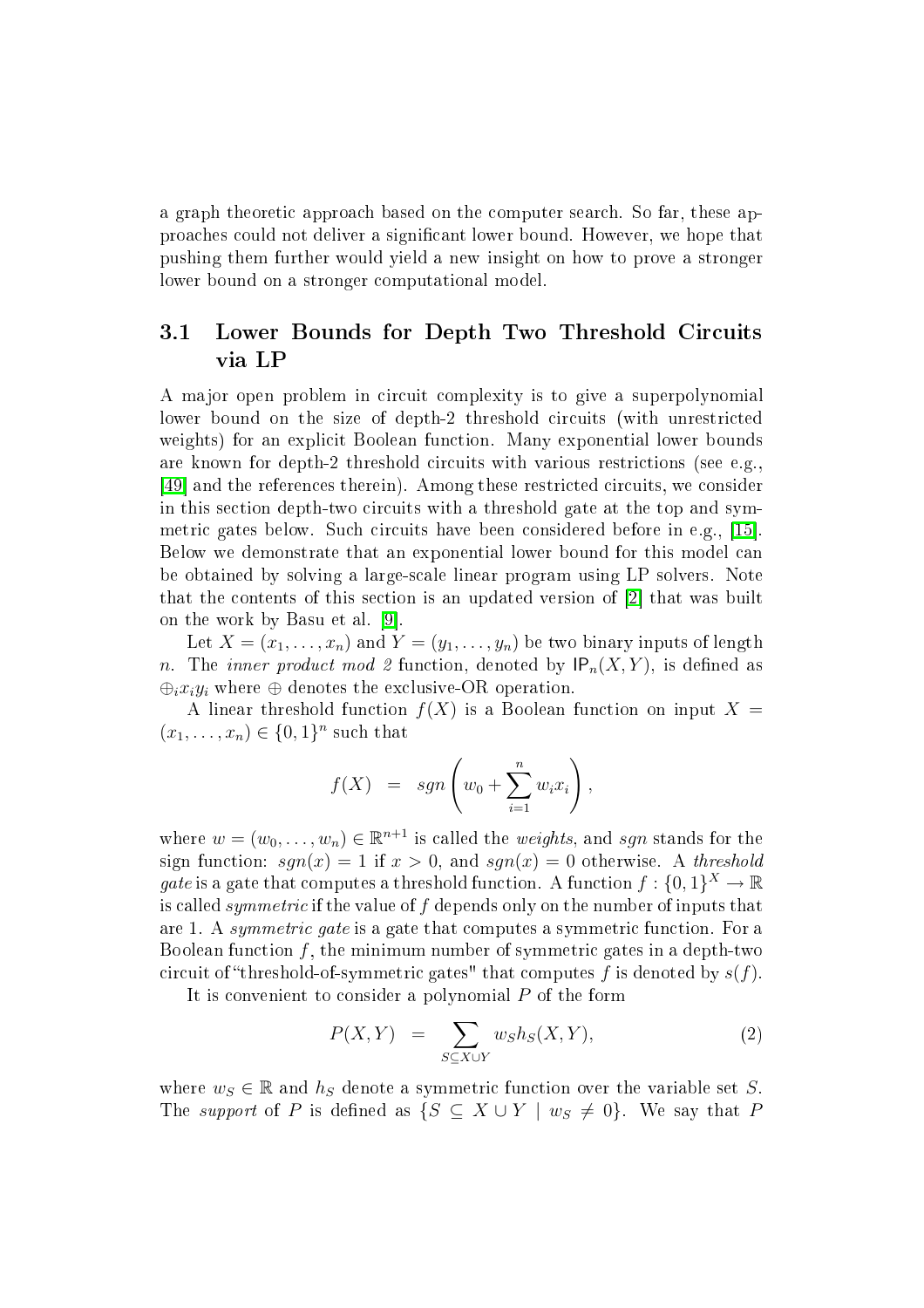a graph theoretic approach based on the computer search. So far, these approaches could not deliver a significant lower bound. However, we hope that pushing them further would yield a new insight on how to prove a stronger lower bound on a stronger computational model.

### 3.1 Lower Bounds for Depth Two Threshold Circuits via LP

A major open problem in circuit complexity is to give a superpolynomial lower bound on the size of depth-2 threshold circuits (with unrestricted weights) for an explicit Boolean function. Many exponential lower bounds are known for depth-2 threshold circuits with various restrictions (see e.g., [49] and the references therein). Among these restricted circuits, we consider in this section depth-two circuits with a threshold gate at the top and symmetric gates below. Such circuits have been considered before in e.g., [15]. Below we demonstrate that an exponential lower bound for this model can be obtained by solving a large-scale linear program using LP solvers. Note that the contents of this section is an updated version of [2] that was built on the work by Basu et al. [9].

Let $X = (x_1, \ldots, x_n)$ and $Y = (y_1, \ldots, y_n)$ be two binary inputs of length $n$. The *inner product mod 2* function, denoted by $\mathsf{IP}_n(X, Y)$, is defined as $\oplus_i x_i y_i$ where $\oplus$ denotes the exclusive-OR operation.

A linear threshold function $f(X)$ is a Boolean function on input $X = (x_1, \ldots, x_n) \in \{0, 1\}^n$ such that

$$f(X) \;\; = \;\; sgn\left(w_0 + \sum_{i=1}^{n} w_i x_i\right),$$

where $w = (w_0, \ldots, w_n) \in \mathbb{R}^{n+1}$ is called the *weights*, and $sgn$ stands for the sign function: $sgn(x) = 1$ if $x > 0$, and $sgn(x) = 0$ otherwise. A *threshold gate* is a gate that computes a threshold function. A function $f : \{0, 1\}^X \rightarrow \mathbb{R}$ is called *symmetric* if the value of $f$ depends only on the number of inputs that are 1. A *symmetric gate* is a gate that computes a symmetric function. For a Boolean function $f$, the minimum number of symmetric gates in a depth-two circuit of "threshold-of-symmetric gates" that computes $f$ is denoted by $s(f)$.

It is convenient to consider a polynomial $P$ of the form

$$P(X, Y) \;\; = \sum_{S \subseteq X \cup Y} w_S h_S(X, Y), \tag{2}$$

where $w_S \in \mathbb{R}$ and $h_S$ denote a symmetric function over the variable set $S$. The *support* of $P$ is defined as $\{S \subseteq X \cup Y \mid w_S \neq 0\}$. We say that $P$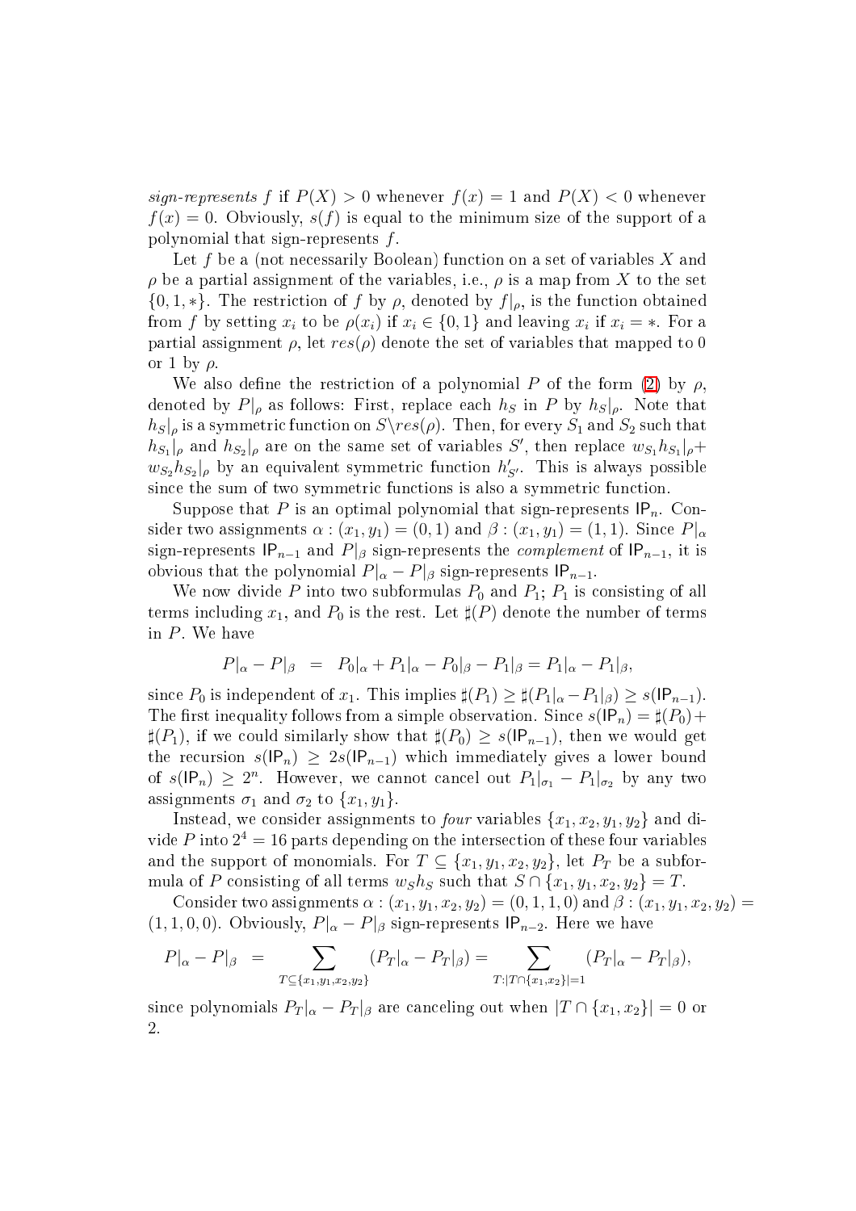*sign-represents* $f$ if $P(X) > 0$ whenever $f(x) = 1$ and $P(X) < 0$ whenever $f(x) = 0$. Obviously, $s(f)$ is equal to the minimum size of the support of a polynomial that sign-represents $f$.

Let $f$ be a (not necessarily Boolean) function on a set of variables $X$ and $\rho$ be a partial assignment of the variables, i.e., $\rho$ is a map from $X$ to the set $\{0, 1, *\}$. The restriction of $f$ by $\rho$, denoted by $f|_\rho$, is the function obtained from $f$ by setting $x_i$ to be $\rho(x_i)$ if $x_i \in \{0, 1\}$ and leaving $x_i$ if $x_i = *$. For a partial assignment $\rho$, let $res(\rho)$ denote the set of variables that mapped to 0 or 1 by $\rho$.

We also define the restriction of a polynomial $P$ of the form (2) by $\rho$, denoted by $P|_\rho$ as follows: First, replace each $h_S$ in $P$ by $h_S|_\rho$. Note that $h_S|_\rho$ is a symmetric function on $S \backslash res(\rho)$. Then, for every $S_1$ and $S_2$ such that $h_{S_1}|_\rho$ and $h_{S_2}|_\rho$ are on the same set of variables $S'$, then replace $w_{S_1} h_{S_1}|_\rho + w_{S_2} h_{S_2}|_\rho$ by an equivalent symmetric function $h'_{S'}$. This is always possible since the sum of two symmetric functions is also a symmetric function.

Suppose that $P$ is an optimal polynomial that sign-represents $\mathsf{IP}_n$. Consider two assignments $\alpha : (x_1, y_1) = (0, 1)$ and $\beta : (x_1, y_1) = (1, 1)$. Since $P|_\alpha$ sign-represents $\mathsf{IP}_{n-1}$ and $P|_\beta$ sign-represents the *complement* of $\mathsf{IP}_{n-1}$, it is obvious that the polynomial $P|_\alpha - P|_\beta$ sign-represents $\mathsf{IP}_{n-1}$.

We now divide $P$ into two subformulas $P_0$ and $P_1$; $P_1$ is consisting of all terms including $x_1$, and $P_0$ is the rest. Let $\sharp(P)$ denote the number of terms in $P$. We have

$$P|_\alpha - P|_\beta \;\; = \;\; P_0|_\alpha + P_1|_\alpha - P_0|_\beta - P_1|_\beta = P_1|_\alpha - P_1|_\beta,$$

since $P_0$ is independent of $x_1$. This implies $\sharp(P_1) \geq \sharp(P_1|_\alpha - P_1|_\beta) \geq s(\mathsf{IP}_{n-1})$. The first inequality follows from a simple observation. Since $s(\mathsf{IP}_n) = \sharp(P_0) + \sharp(P_1)$, if we could similarly show that $\sharp(P_0) \geq s(\mathsf{IP}_{n-1})$, then we would get the recursion $s(\mathsf{IP}_n) \geq 2s(\mathsf{IP}_{n-1})$ which immediately gives a lower bound of $s(\mathsf{IP}_n) \geq 2^n$. However, we cannot cancel out $P_1|_{\sigma_1} - P_1|_{\sigma_2}$ by any two assignments $\sigma_1$ and $\sigma_2$ to $\{x_1, y_1\}$.

Instead, we consider assignments to *four* variables $\{x_1, x_2, y_1, y_2\}$ and divide $P$ into $2^4 = 16$ parts depending on the intersection of these four variables and the support of monomials. For $T \subseteq \{x_1, y_1, x_2, y_2\}$, let $P_T$ be a subformula of $P$ consisting of all terms $w_S h_S$ such that $S \cap \{x_1, y_1, x_2, y_2\} = T$.

Consider two assignments $\alpha : (x_1, y_1, x_2, y_2) = (0, 1, 1, 0)$ and $\beta : (x_1, y_1, x_2, y_2) = (1, 1, 0, 0)$. Obviously, $P|_\alpha - P|_\beta$ sign-represents $\mathsf{IP}_{n-2}$. Here we have

$$P|_\alpha - P|_\beta \;\; = \sum_{T \subseteq \{x_1, y_1, x_2, y_2\}} (P_T|_\alpha - P_T|_\beta) = \sum_{T : |T \cap \{x_1, x_2\}| = 1} (P_T|_\alpha - P_T|_\beta),$$

since polynomials $P_T|_\alpha - P_T|_\beta$ are canceling out when $|T \cap \{x_1, x_2\}| = 0$ or 2.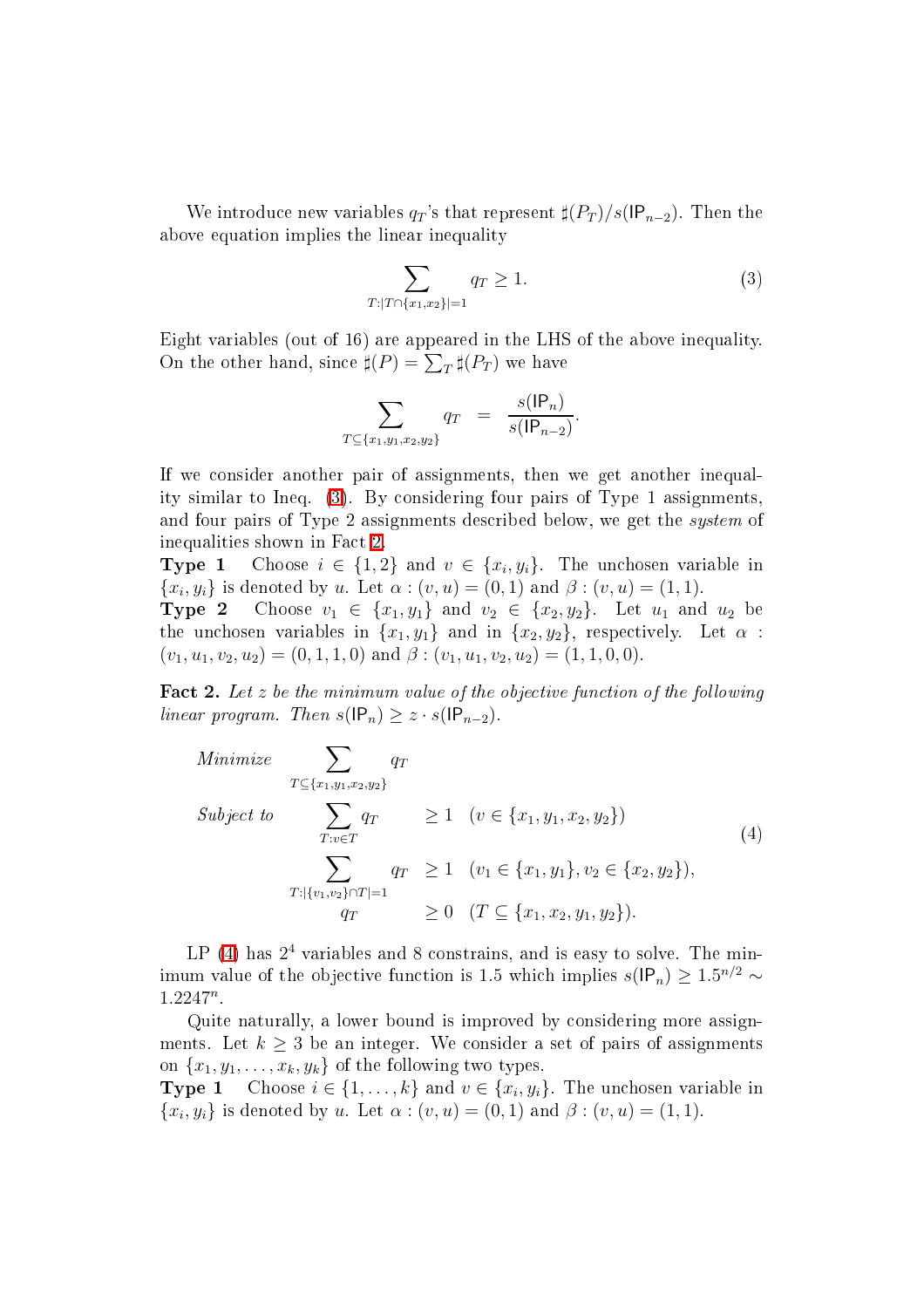We introduce new variables $q_T$'s that represent $\sharp(P_T)/s(\mathsf{IP}_{n-2})$. Then the above equation implies the linear inequality

$$\sum_{T:|T\cap\{x_1,x_2\}|=1} q_T \geq 1. \tag{3}$$

Eight variables (out of 16) are appeared in the LHS of the above inequality. On the other hand, since $\sharp(P) = \sum_T \sharp(P_T)$ we have

$$\sum_{T\subseteq\{x_1,y_1,x_2,y_2\}} q_T \;=\; \frac{s(\mathsf{IP}_n)}{s(\mathsf{IP}_{n-2})}.$$

If we consider another pair of assignments, then we get another inequality similar to Ineq. (3). By considering four pairs of Type 1 assignments, and four pairs of Type 2 assignments described below, we get the *system* of inequalities shown in Fact 2.

**Type 1** Choose $i \in \{1, 2\}$ and $v \in \{x_i, y_i\}$. The unchosen variable in $\{x_i, y_i\}$ is denoted by $u$. Let $\alpha : (v, u) = (0, 1)$ and $\beta : (v, u) = (1, 1)$.

**Type 2** Choose $v_1 \in \{x_1, y_1\}$ and $v_2 \in \{x_2, y_2\}$. Let $u_1$ and $u_2$ be the unchosen variables in $\{x_1, y_1\}$ and in $\{x_2, y_2\}$, respectively. Let $\alpha : (v_1, u_1, v_2, u_2) = (0, 1, 1, 0)$ and $\beta : (v_1, u_1, v_2, u_2) = (1, 1, 0, 0)$.

**Fact 2.** *Let $z$ be the minimum value of the objective function of the following linear program. Then $s(\mathsf{IP}_n) \geq z \cdot s(\mathsf{IP}_{n-2})$.*

$$\begin{array}{lll}
\textit{Minimize} & \displaystyle\sum_{T\subseteq\{x_1,y_1,x_2,y_2\}} q_T & \\
\textit{Subject to} & \displaystyle\sum_{T:v\in T} q_T \quad \geq 1 & (v \in \{x_1, y_1, x_2, y_2\}) \\
& \displaystyle\sum_{T:|\{v_1,v_2\}\cap T|=1} q_T \geq 1 & (v_1 \in \{x_1, y_1\}, v_2 \in \{x_2, y_2\}), \\
& \qquad q_T \qquad \geq 0 & (T \subseteq \{x_1, x_2, y_1, y_2\}).
\end{array} \tag{4}$$

LP (4) has $2^4$ variables and 8 constrains, and is easy to solve. The minimum value of the objective function is 1.5 which implies $s(\mathsf{IP}_n) \geq 1.5^{n/2} \sim 1.2247^n$.

Quite naturally, a lower bound is improved by considering more assignments. Let $k \geq 3$ be an integer. We consider a set of pairs of assignments on $\{x_1, y_1, \ldots, x_k, y_k\}$ of the following two types.

**Type 1** Choose $i \in \{1, \ldots, k\}$ and $v \in \{x_i, y_i\}$. The unchosen variable in $\{x_i, y_i\}$ is denoted by $u$. Let $\alpha : (v, u) = (0, 1)$ and $\beta : (v, u) = (1, 1)$.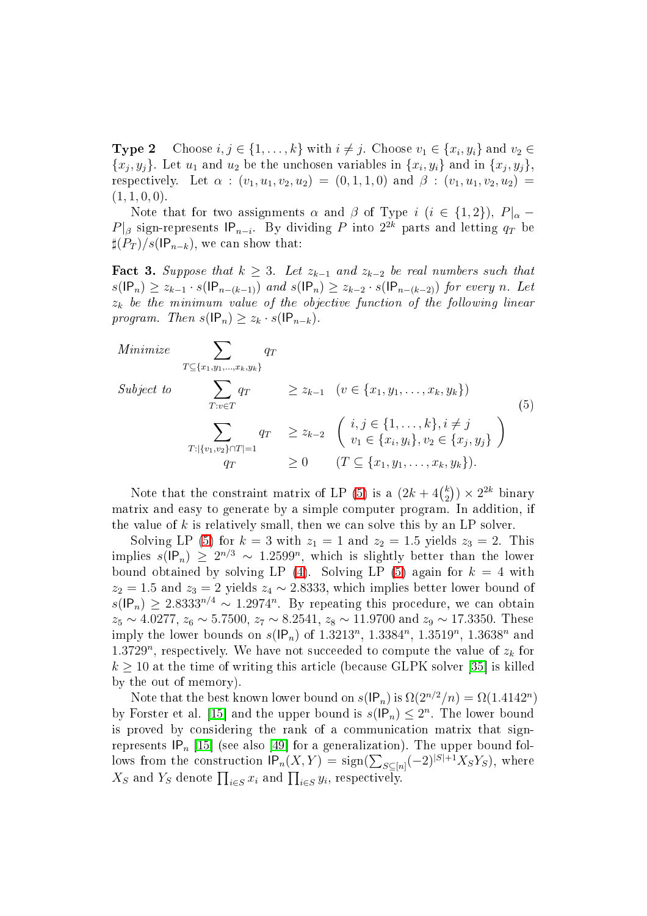**Type 2** Choose $i, j \in \{1, \ldots, k\}$ with $i \neq j$. Choose $v_1 \in \{x_i, y_i\}$ and $v_2 \in \{x_j, y_j\}$. Let $u_1$ and $u_2$ be the unchosen variables in $\{x_i, y_i\}$ and in $\{x_j, y_j\}$, respectively. Let $\alpha : (v_1, u_1, v_2, u_2) = (0, 1, 1, 0)$ and $\beta : (v_1, u_1, v_2, u_2) = (1, 1, 0, 0)$.

Note that for two assignments $\alpha$ and $\beta$ of Type $i$ ($i \in \{1, 2\}$), $P|_\alpha - P|_\beta$ sign-represents $\mathsf{IP}_{n-i}$. By dividing $P$ into $2^{2k}$ parts and letting $q_T$ be $\sharp(P_T)/s(\mathsf{IP}_{n-k})$, we can show that:

**Fact 3.** *Suppose that $k \geq 3$. Let $z_{k-1}$ and $z_{k-2}$ be real numbers such that $s(\mathsf{IP}_n) \geq z_{k-1} \cdot s(\mathsf{IP}_{n-(k-1)})$ and $s(\mathsf{IP}_n) \geq z_{k-2} \cdot s(\mathsf{IP}_{n-(k-2)})$ for every $n$. Let $z_k$ be the minimum value of the objective function of the following linear program. Then $s(\mathsf{IP}_n) \geq z_k \cdot s(\mathsf{IP}_{n-k})$.*

$$
\begin{array}{llll}
\textit{Minimize} & \displaystyle\sum_{T \subseteq \{x_1, y_1, \ldots, x_k, y_k\}} q_T & & \\
\textit{Subject to} & \displaystyle\sum_{T : v \in T} q_T & \geq z_{k-1} & (v \in \{x_1, y_1, \ldots, x_k, y_k\}) \\
& \displaystyle\sum_{T : |\{v_1, v_2\} \cap T| = 1} q_T & \geq z_{k-2} & \left( \begin{array}{l} i, j \in \{1, \ldots, k\}, i \neq j \\ v_1 \in \{x_i, y_i\}, v_2 \in \{x_j, y_j\} \end{array} \right) \\
& q_T & \geq 0 & (T \subseteq \{x_1, y_1, \ldots, x_k, y_k\}).
\end{array}
\tag{5}
$$

Note that the constraint matrix of LP (5) is a $(2k + 4\binom{k}{2}) \times 2^{2k}$ binary matrix and easy to generate by a simple computer program. In addition, if the value of $k$ is relatively small, then we can solve this by an LP solver.

Solving LP (5) for $k = 3$ with $z_1 = 1$ and $z_2 = 1.5$ yields $z_3 = 2$. This implies $s(\mathsf{IP}_n) \geq 2^{n/3} \sim 1.2599^n$, which is slightly better than the lower bound obtained by solving LP (4). Solving LP (5) again for $k = 4$ with $z_2 = 1.5$ and $z_3 = 2$ yields $z_4 \sim 2.8333$, which implies better lower bound of $s(\mathsf{IP}_n) \geq 2.8333^{n/4} \sim 1.2974^n$. By repeating this procedure, we can obtain $z_5 \sim 4.0277$, $z_6 \sim 5.7500$, $z_7 \sim 8.2541$, $z_8 \sim 11.9700$ and $z_9 \sim 17.3350$. These imply the lower bounds on $s(\mathsf{IP}_n)$ of $1.3213^n$, $1.3384^n$, $1.3519^n$, $1.3638^n$ and $1.3729^n$, respectively. We have not succeeded to compute the value of $z_k$ for $k \geq 10$ at the time of writing this article (because GLPK solver [35] is killed by the out of memory).

Note that the best known lower bound on $s(\mathsf{IP}_n)$ is $\Omega(2^{n/2}/n) = \Omega(1.4142^n)$ by Forster et al. [15] and the upper bound is $s(\mathsf{IP}_n) \leq 2^n$. The lower bound is proved by considering the rank of a communication matrix that sign-represents $\mathsf{IP}_n$ [15] (see also [49] for a generalization). The upper bound follows from the construction $\mathsf{IP}_n(X, Y) = \mathrm{sign}(\sum_{S \subseteq [n]} (-2)^{|S|+1} X_S Y_S)$, where $X_S$ and $Y_S$ denote $\prod_{i \in S} x_i$ and $\prod_{i \in S} y_i$, respectively.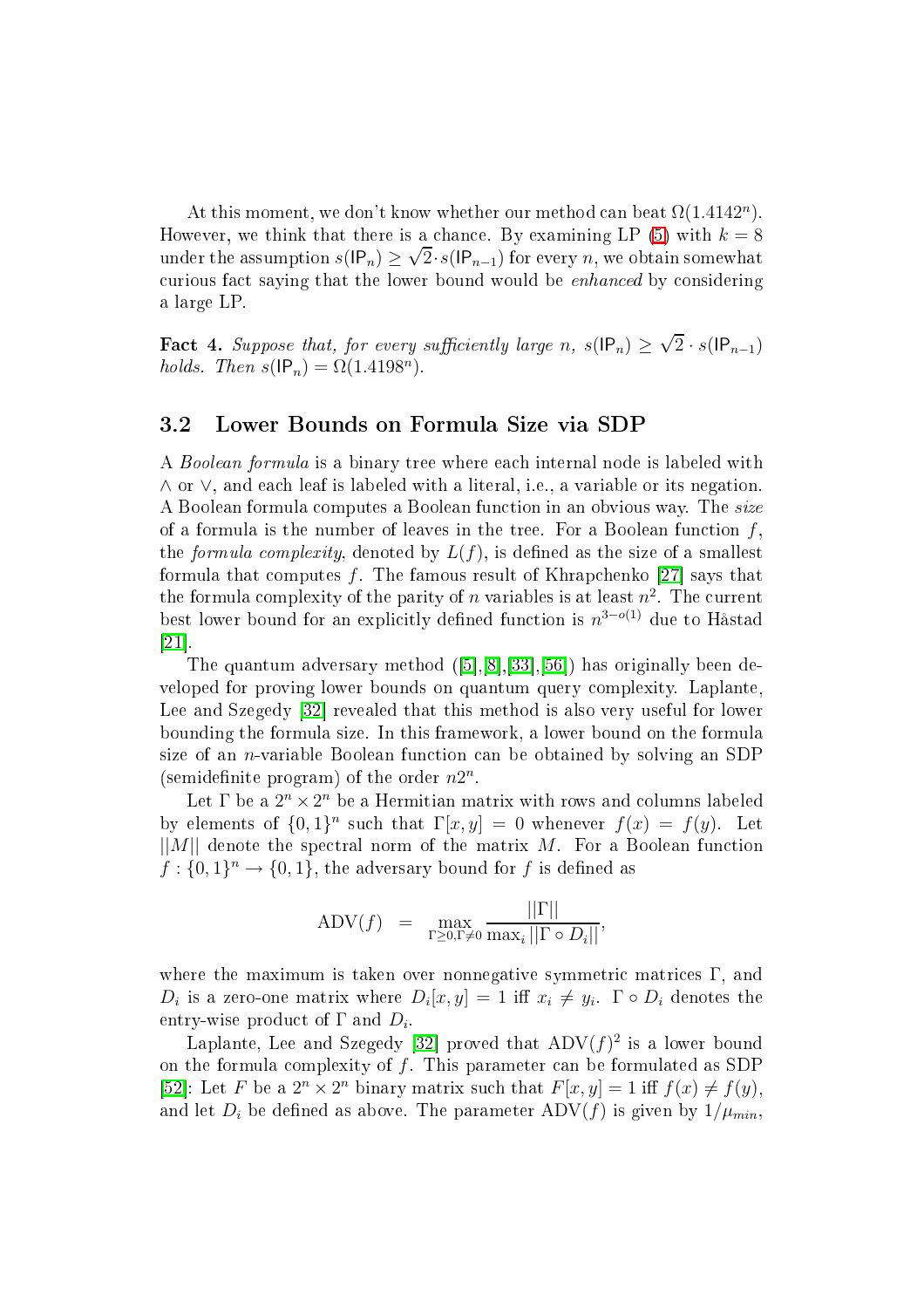At this moment, we don't know whether our method can beat $\Omega(1.4142^n)$. However, we think that there is a chance. By examining LP (5) with $k = 8$ under the assumption $s(\mathsf{IP}_n) \geq \sqrt{2} \cdot s(\mathsf{IP}_{n-1})$ for every $n$, we obtain somewhat curious fact saying that the lower bound would be *enhanced* by considering a large LP.

**Fact 4.** *Suppose that, for every sufficiently large $n$, $s(\mathsf{IP}_n) \geq \sqrt{2} \cdot s(\mathsf{IP}_{n-1})$ holds. Then $s(\mathsf{IP}_n) = \Omega(1.4198^n)$.*

## 3.2 Lower Bounds on Formula Size via SDP

A *Boolean formula* is a binary tree where each internal node is labeled with $\wedge$ or $\vee$, and each leaf is labeled with a literal, i.e., a variable or its negation. A Boolean formula computes a Boolean function in an obvious way. The *size* of a formula is the number of leaves in the tree. For a Boolean function $f$, the *formula complexity*, denoted by $L(f)$, is defined as the size of a smallest formula that computes $f$. The famous result of Khrapchenko [27] says that the formula complexity of the parity of $n$ variables is at least $n^2$. The current best lower bound for an explicitly defined function is $n^{3-o(1)}$ due to Håstad [21].

The quantum adversary method ([5],[8],[33],[56]) has originally been developed for proving lower bounds on quantum query complexity. Laplante, Lee and Szegedy [32] revealed that this method is also very useful for lower bounding the formula size. In this framework, a lower bound on the formula size of an $n$-variable Boolean function can be obtained by solving an SDP (semidefinite program) of the order $n2^n$.

Let $\Gamma$ be a $2^n \times 2^n$ be a Hermitian matrix with rows and columns labeled by elements of $\{0,1\}^n$ such that $\Gamma[x,y] = 0$ whenever $f(x) = f(y)$. Let $||M||$ denote the spectral norm of the matrix $M$. For a Boolean function $f : \{0,1\}^n \to \{0,1\}$, the adversary bound for $f$ is defined as

$$\mathrm{ADV}(f) \quad = \quad \max_{\Gamma \geq 0, \Gamma \neq 0} \frac{||\Gamma||}{\max_i ||\Gamma \circ D_i||},$$

where the maximum is taken over nonnegative symmetric matrices $\Gamma$, and $D_i$ is a zero-one matrix where $D_i[x,y] = 1$ iff $x_i \neq y_i$. $\Gamma \circ D_i$ denotes the entry-wise product of $\Gamma$ and $D_i$.

Laplante, Lee and Szegedy [32] proved that $\mathrm{ADV}(f)^2$ is a lower bound on the formula complexity of $f$. This parameter can be formulated as SDP [52]: Let $F$ be a $2^n \times 2^n$ binary matrix such that $F[x,y] = 1$ iff $f(x) \neq f(y)$, and let $D_i$ be defined as above. The parameter $\mathrm{ADV}(f)$ is given by $1/\mu_{min}$,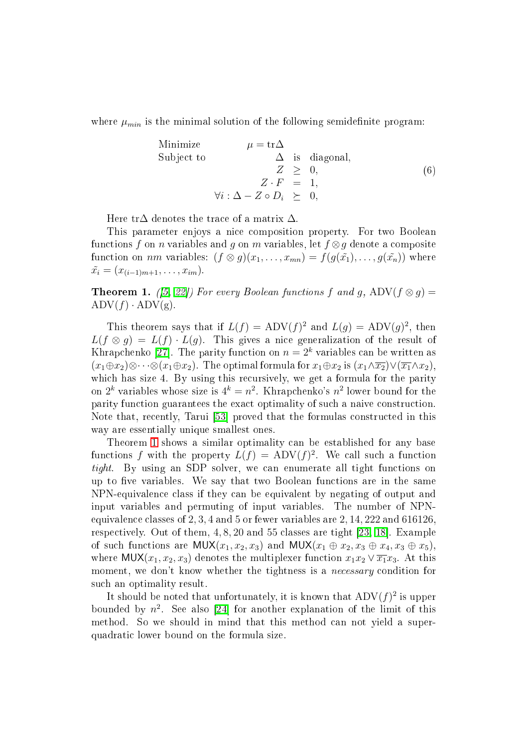where $\mu_{min}$ is the minimal solution of the following semidefinite program:

$$
\begin{array}{lrcl}
\text{Minimize} & \mu = \mathrm{tr}\Delta & & \\
\text{Subject to} & \Delta & \text{is} & \text{diagonal}, \\
 & Z & \geq & 0, \\
 & Z \cdot F & = & 1, \\
 & \forall i : \Delta - Z \circ D_i & \succeq & 0,
\end{array}
\tag{6}
$$

Here $\mathrm{tr}\Delta$ denotes the trace of a matrix $\Delta$.

This parameter enjoys a nice composition property. For two Boolean functions $f$ on $n$ variables and $g$ on $m$ variables, let $f \otimes g$ denote a composite function on $nm$ variables: $(f \otimes g)(x_1, \ldots, x_{mn}) = f(g(\tilde{x_1}), \ldots, g(\tilde{x_n}))$ where $\tilde{x_i} = (x_{(i-1)m+1}, \ldots, x_{im})$.

**Theorem 1.** *([5, 22]) For every Boolean functions $f$ and $g$, $\mathrm{ADV}(f \otimes g) = \mathrm{ADV}(f) \cdot \mathrm{ADV}(g)$.*

This theorem says that if $L(f) = \mathrm{ADV}(f)^2$ and $L(g) = \mathrm{ADV}(g)^2$, then $L(f \otimes g) = L(f) \cdot L(g)$. This gives a nice generalization of the result of Khrapchenko [27]. The parity function on $n = 2^k$ variables can be written as $(x_1 \oplus x_2) \otimes \cdots \otimes (x_1 \oplus x_2)$. The optimal formula for $x_1 \oplus x_2$ is $(x_1 \wedge \overline{x_2}) \vee (\overline{x_1} \wedge x_2)$, which has size 4. By using this recursively, we get a formula for the parity on $2^k$ variables whose size is $4^k = n^2$. Khrapchenko's $n^2$ lower bound for the parity function guarantees the exact optimality of such a naive construction. Note that, recently, Tarui [53] proved that the formulas constructed in this way are essentially unique smallest ones.

Theorem 1 shows a similar optimality can be established for any base functions $f$ with the property $L(f) = \mathrm{ADV}(f)^2$. We call such a function *tight*. By using an SDP solver, we can enumerate all tight functions on up to five variables. We say that two Boolean functions are in the same NPN-equivalence class if they can be equivalent by negating of output and input variables and permuting of input variables. The number of NPN-equivalence classes of 2, 3, 4 and 5 or fewer variables are 2, 14, 222 and 616126, respectively. Out of them, 4, 8, 20 and 55 classes are tight [23, 18]. Example of such functions are $\mathsf{MUX}(x_1, x_2, x_3)$ and $\mathsf{MUX}(x_1 \oplus x_2, x_3 \oplus x_4, x_3 \oplus x_5)$, where $\mathsf{MUX}(x_1, x_2, x_3)$ denotes the multiplexer function $x_1 x_2 \vee \overline{x_1} x_3$. At this moment, we don't know whether the tightness is a *necessary* condition for such an optimality result.

It should be noted that unfortunately, it is known that $\mathrm{ADV}(f)^2$ is upper bounded by $n^2$. See also [24] for another explanation of the limit of this method. So we should in mind that this method can not yield a super-quadratic lower bound on the formula size.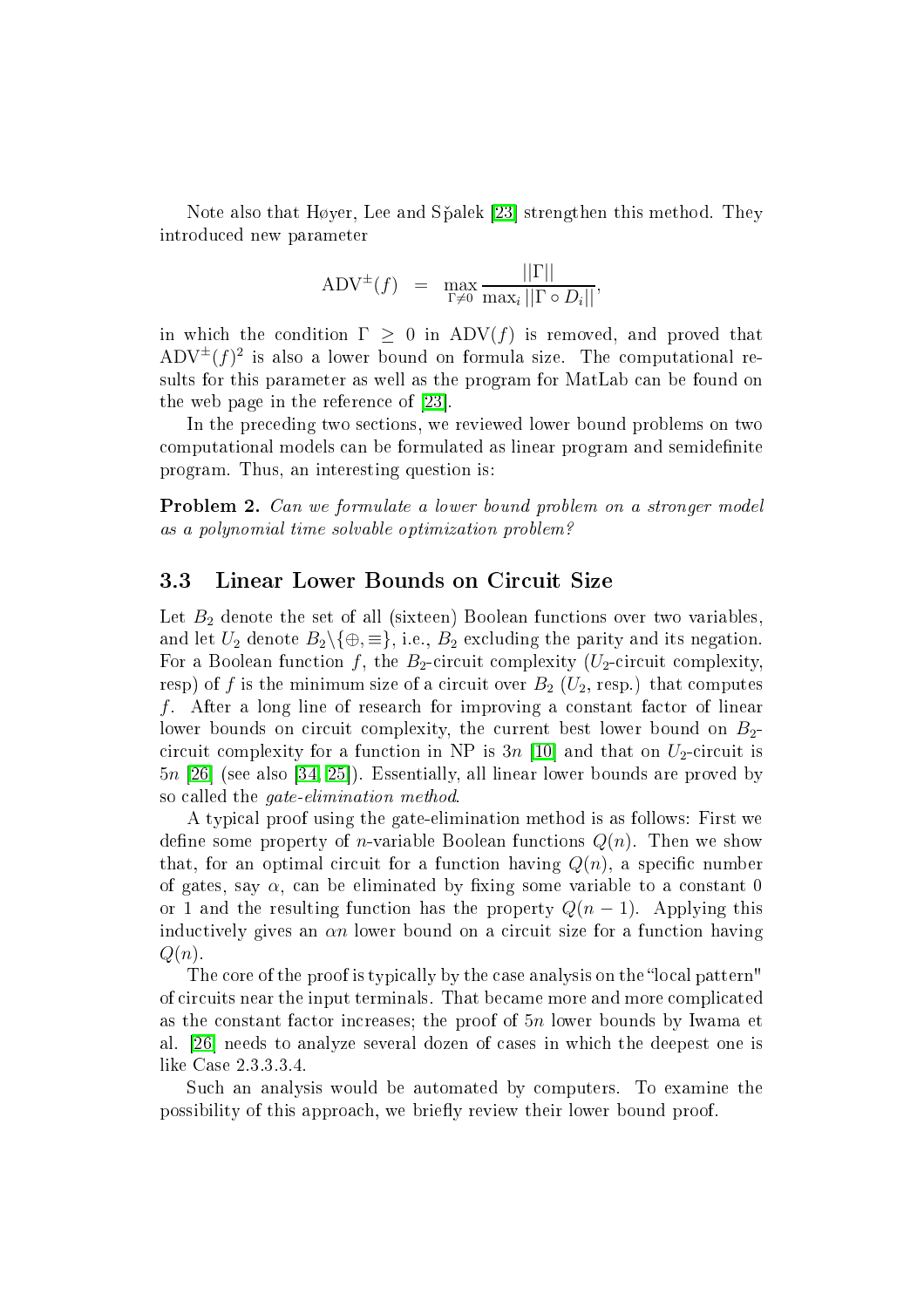Note also that Høyer, Lee and Sˇpalek [23] strengthen this method. They introduced new parameter

$$\mathrm{ADV}^{\pm}(f) \;=\; \max_{\Gamma \neq 0} \frac{||\Gamma||}{\max_i ||\Gamma \circ D_i||},$$

in which the condition $\Gamma \geq 0$ in $\mathrm{ADV}(f)$ is removed, and proved that $\mathrm{ADV}^{\pm}(f)^2$ is also a lower bound on formula size. The computational results for this parameter as well as the program for MatLab can be found on the web page in the reference of [23].

In the preceding two sections, we reviewed lower bound problems on two computational models can be formulated as linear program and semidefinite program. Thus, an interesting question is:

**Problem 2.** *Can we formulate a lower bound problem on a stronger model as a polynomial time solvable optimization problem?*

### 3.3 Linear Lower Bounds on Circuit Size

Let $B_2$ denote the set of all (sixteen) Boolean functions over two variables, and let $U_2$ denote $B_2 \backslash \{\oplus, \equiv\}$, i.e., $B_2$ excluding the parity and its negation. For a Boolean function $f$, the $B_2$-circuit complexity ($U_2$-circuit complexity, resp) of $f$ is the minimum size of a circuit over $B_2$ ($U_2$, resp.) that computes $f$. After a long line of research for improving a constant factor of linear lower bounds on circuit complexity, the current best lower bound on $B_2$-circuit complexity for a function in NP is $3n$ [10] and that on $U_2$-circuit is $5n$ [26] (see also [34, 25]). Essentially, all linear lower bounds are proved by so called the *gate-elimination method*.

A typical proof using the gate-elimination method is as follows: First we define some property of $n$-variable Boolean functions $Q(n)$. Then we show that, for an optimal circuit for a function having $Q(n)$, a specific number of gates, say $\alpha$, can be eliminated by fixing some variable to a constant 0 or 1 and the resulting function has the property $Q(n-1)$. Applying this inductively gives an $\alpha n$ lower bound on a circuit size for a function having $Q(n)$.

The core of the proof is typically by the case analysis on the "local pattern" of circuits near the input terminals. That became more and more complicated as the constant factor increases; the proof of $5n$ lower bounds by Iwama et al. [26] needs to analyze several dozen of cases in which the deepest one is like Case 2.3.3.3.4.

Such an analysis would be automated by computers. To examine the possibility of this approach, we briefly review their lower bound proof.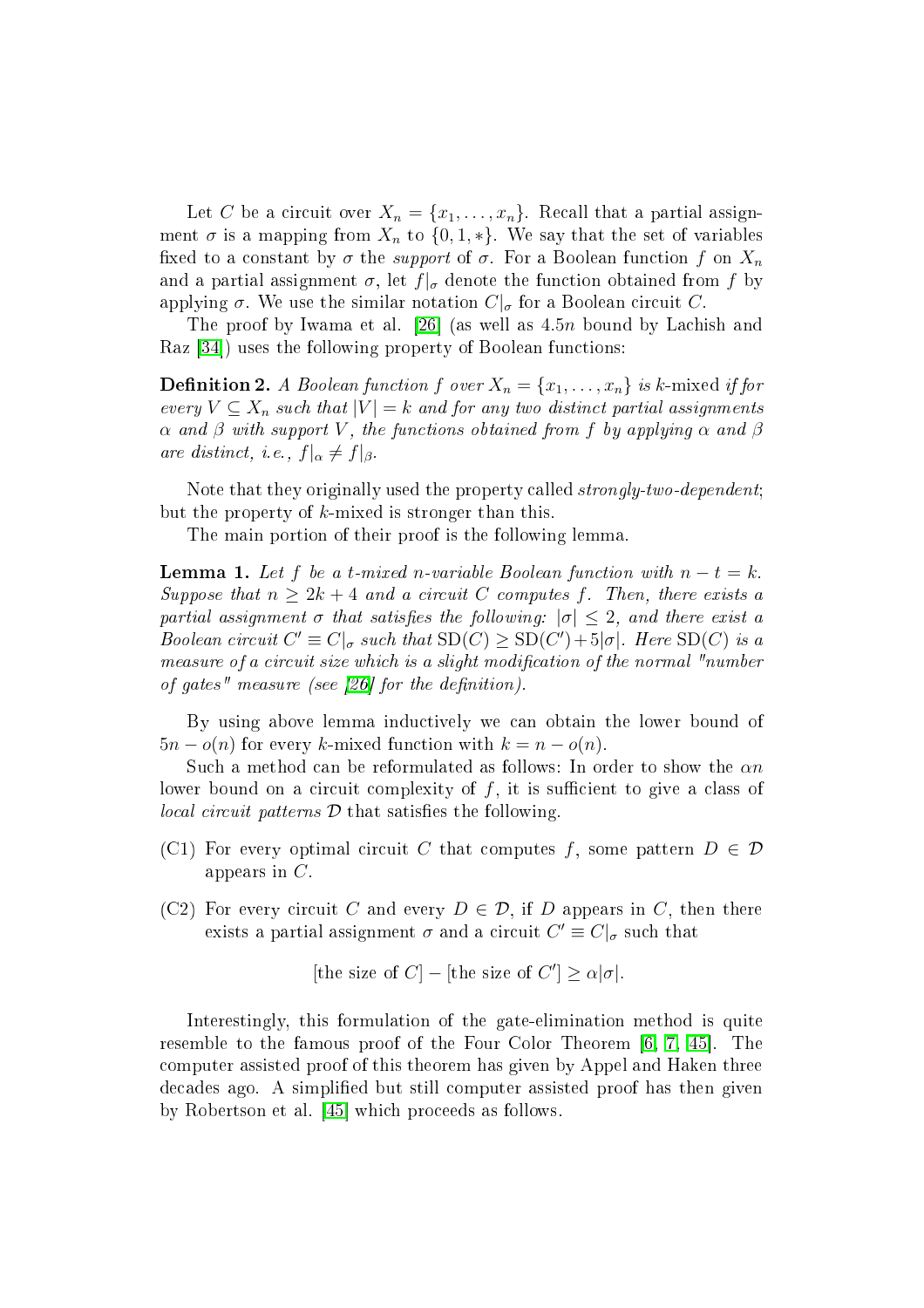Let $C$ be a circuit over $X_n = \{x_1, \ldots, x_n\}$. Recall that a partial assignment $\sigma$ is a mapping from $X_n$ to $\{0, 1, *\}$. We say that the set of variables fixed to a constant by $\sigma$ the *support* of $\sigma$. For a Boolean function $f$ on $X_n$ and a partial assignment $\sigma$, let $f|_\sigma$ denote the function obtained from $f$ by applying $\sigma$. We use the similar notation $C|_\sigma$ for a Boolean circuit $C$.

The proof by Iwama et al. [26] (as well as $4.5n$ bound by Lachish and Raz [34]) uses the following property of Boolean functions:

**Definition 2.** *A Boolean function $f$ over $X_n = \{x_1, \ldots, x_n\}$ is $k$-mixed if for every $V \subseteq X_n$ such that $|V| = k$ and for any two distinct partial assignments $\alpha$ and $\beta$ with support $V$, the functions obtained from $f$ by applying $\alpha$ and $\beta$ are distinct, i.e., $f|_\alpha \neq f|_\beta$.*

Note that they originally used the property called *strongly-two-dependent*; but the property of $k$-mixed is stronger than this.

The main portion of their proof is the following lemma.

**Lemma 1.** *Let $f$ be a $t$-mixed $n$-variable Boolean function with $n - t = k$. Suppose that $n \geq 2k + 4$ and a circuit $C$ computes $f$. Then, there exists a partial assignment $\sigma$ that satisfies the following: $|\sigma| \leq 2$, and there exist a Boolean circuit $C' \equiv C|_\sigma$ such that $\mathrm{SD}(C) \geq \mathrm{SD}(C') + 5|\sigma|$. Here $\mathrm{SD}(C)$ is a measure of a circuit size which is a slight modification of the normal "number of gates" measure (see [26] for the definition).*

By using above lemma inductively we can obtain the lower bound of $5n - o(n)$ for every $k$-mixed function with $k = n - o(n)$.

Such a method can be reformulated as follows: In order to show the $\alpha n$ lower bound on a circuit complexity of $f$, it is sufficient to give a class of *local circuit patterns* $\mathcal{D}$ that satisfies the following.

- (C1) For every optimal circuit $C$ that computes $f$, some pattern $D \in \mathcal{D}$ appears in $C$.
- (C2) For every circuit $C$ and every $D \in \mathcal{D}$, if $D$ appears in $C$, then there exists a partial assignment $\sigma$ and a circuit $C' \equiv C|_\sigma$ such that

$$[\text{the size of } C] - [\text{the size of } C'] \geq \alpha|\sigma|.$$

Interestingly, this formulation of the gate-elimination method is quite resemble to the famous proof of the Four Color Theorem [6, 7, 45]. The computer assisted proof of this theorem has given by Appel and Haken three decades ago. A simplified but still computer assisted proof has then given by Robertson et al. [45] which proceeds as follows.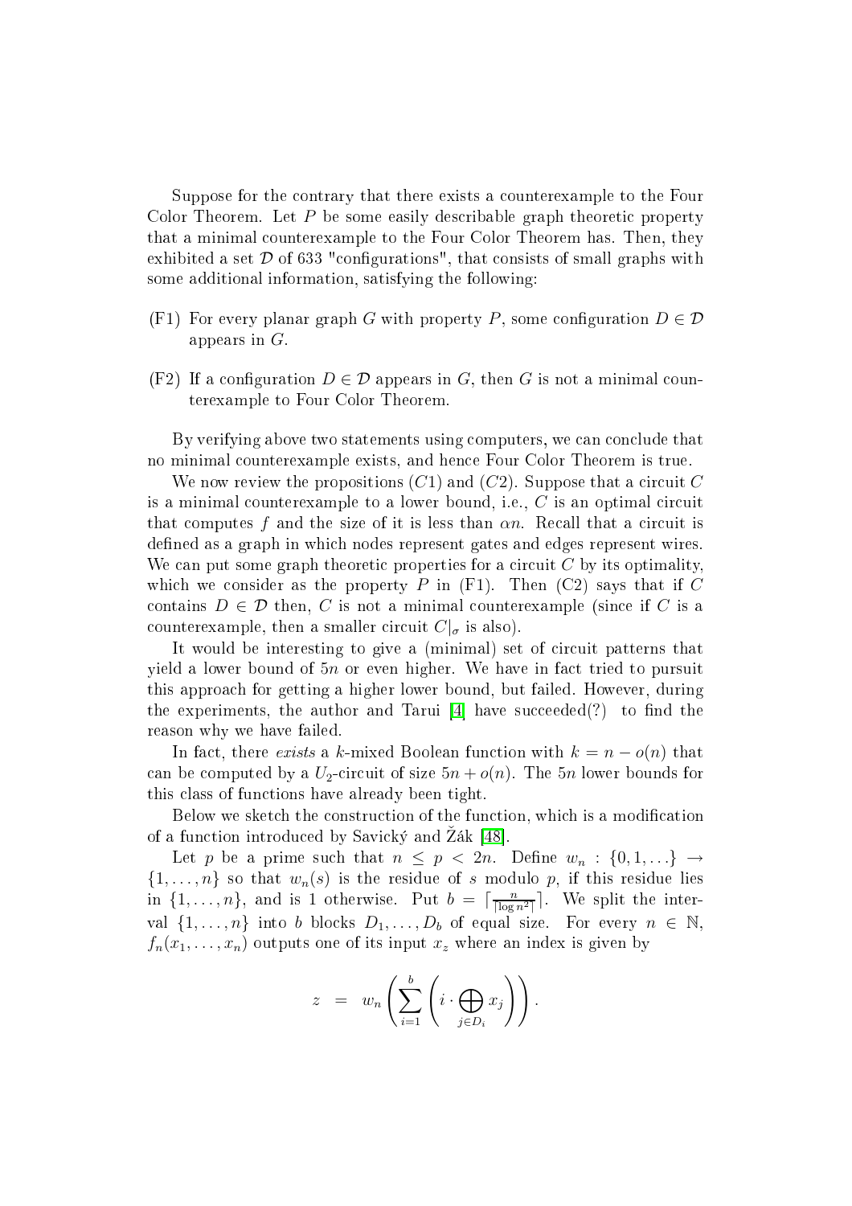Suppose for the contrary that there exists a counterexample to the Four Color Theorem. Let $P$ be some easily describable graph theoretic property that a minimal counterexample to the Four Color Theorem has. Then, they exhibited a set $\mathcal{D}$ of 633 "configurations", that consists of small graphs with some additional information, satisfying the following:

(F1) For every planar graph $G$ with property $P$, some configuration $D \in \mathcal{D}$ appears in $G$.

(F2) If a configuration $D \in \mathcal{D}$ appears in $G$, then $G$ is not a minimal counterexample to Four Color Theorem.

By verifying above two statements using computers, we can conclude that no minimal counterexample exists, and hence Four Color Theorem is true.

We now review the propositions $(C1)$ and $(C2)$. Suppose that a circuit $C$ is a minimal counterexample to a lower bound, i.e., $C$ is an optimal circuit that computes $f$ and the size of it is less than $\alpha n$. Recall that a circuit is defined as a graph in which nodes represent gates and edges represent wires. We can put some graph theoretic properties for a circuit $C$ by its optimality, which we consider as the property $P$ in (F1). Then (C2) says that if $C$ contains $D \in \mathcal{D}$ then, $C$ is not a minimal counterexample (since if $C$ is a counterexample, then a smaller circuit $C|_\sigma$ is also).

It would be interesting to give a (minimal) set of circuit patterns that yield a lower bound of $5n$ or even higher. We have in fact tried to pursuit this approach for getting a higher lower bound, but failed. However, during the experiments, the author and Tarui [4] have succeeded(?) to find the reason why we have failed.

In fact, there *exists* a $k$-mixed Boolean function with $k = n - o(n)$ that can be computed by a $U_2$-circuit of size $5n + o(n)$. The $5n$ lower bounds for this class of functions have already been tight.

Below we sketch the construction of the function, which is a modification of a function introduced by Savický and Žák [48].

Let $p$ be a prime such that $n \leq p < 2n$. Define $w_n : \{0, 1, \ldots\} \to \{1, \ldots, n\}$ so that $w_n(s)$ is the residue of $s$ modulo $p$, if this residue lies in $\{1, \ldots, n\}$, and is 1 otherwise. Put $b = \lceil \frac{n}{\lceil \log n^2 \rceil} \rceil$. We split the interval $\{1, \ldots, n\}$ into $b$ blocks $D_1, \ldots, D_b$ of equal size. For every $n \in \mathbb{N}$, $f_n(x_1, \ldots, x_n)$ outputs one of its input $x_z$ where an index is given by

$$z \;=\; w_n\left(\sum_{i=1}^{b}\left(i \cdot \bigoplus_{j \in D_i} x_j\right)\right).$$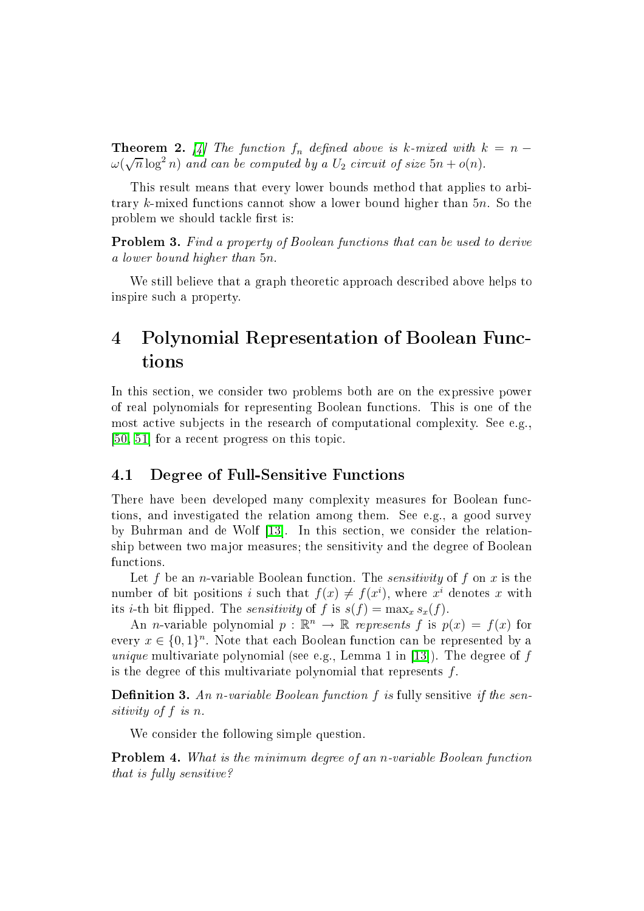**Theorem 2.** [4] *The function $f_n$ defined above is $k$-mixed with $k = n - \omega(\sqrt{n}\log^2 n)$ and can be computed by a $U_2$ circuit of size $5n + o(n)$.*

This result means that every lower bounds method that applies to arbitrary $k$-mixed functions cannot show a lower bound higher than $5n$. So the problem we should tackle first is:

**Problem 3.** *Find a property of Boolean functions that can be used to derive a lower bound higher than $5n$.*

We still believe that a graph theoretic approach described above helps to inspire such a property.

# 4 Polynomial Representation of Boolean Functions

In this section, we consider two problems both are on the expressive power of real polynomials for representing Boolean functions. This is one of the most active subjects in the research of computational complexity. See e.g., [50, 51] for a recent progress on this topic.

## 4.1 Degree of Full-Sensitive Functions

There have been developed many complexity measures for Boolean functions, and investigated the relation among them. See e.g., a good survey by Buhrman and de Wolf [13]. In this section, we consider the relationship between two major measures; the sensitivity and the degree of Boolean functions.

Let $f$ be an $n$-variable Boolean function. The *sensitivity* of $f$ on $x$ is the number of bit positions $i$ such that $f(x) \neq f(x^i)$, where $x^i$ denotes $x$ with its $i$-th bit flipped. The *sensitivity* of $f$ is $s(f) = \max_x s_x(f)$.

An $n$-variable polynomial $p : \mathbb{R}^n \to \mathbb{R}$ *represents* $f$ is $p(x) = f(x)$ for every $x \in \{0,1\}^n$. Note that each Boolean function can be represented by a *unique* multivariate polynomial (see e.g., Lemma 1 in [13]). The degree of $f$ is the degree of this multivariate polynomial that represents $f$.

**Definition 3.** *An $n$-variable Boolean function $f$ is* fully sensitive *if the sensitivity of $f$ is $n$.*

We consider the following simple question.

**Problem 4.** *What is the minimum degree of an $n$-variable Boolean function that is fully sensitive?*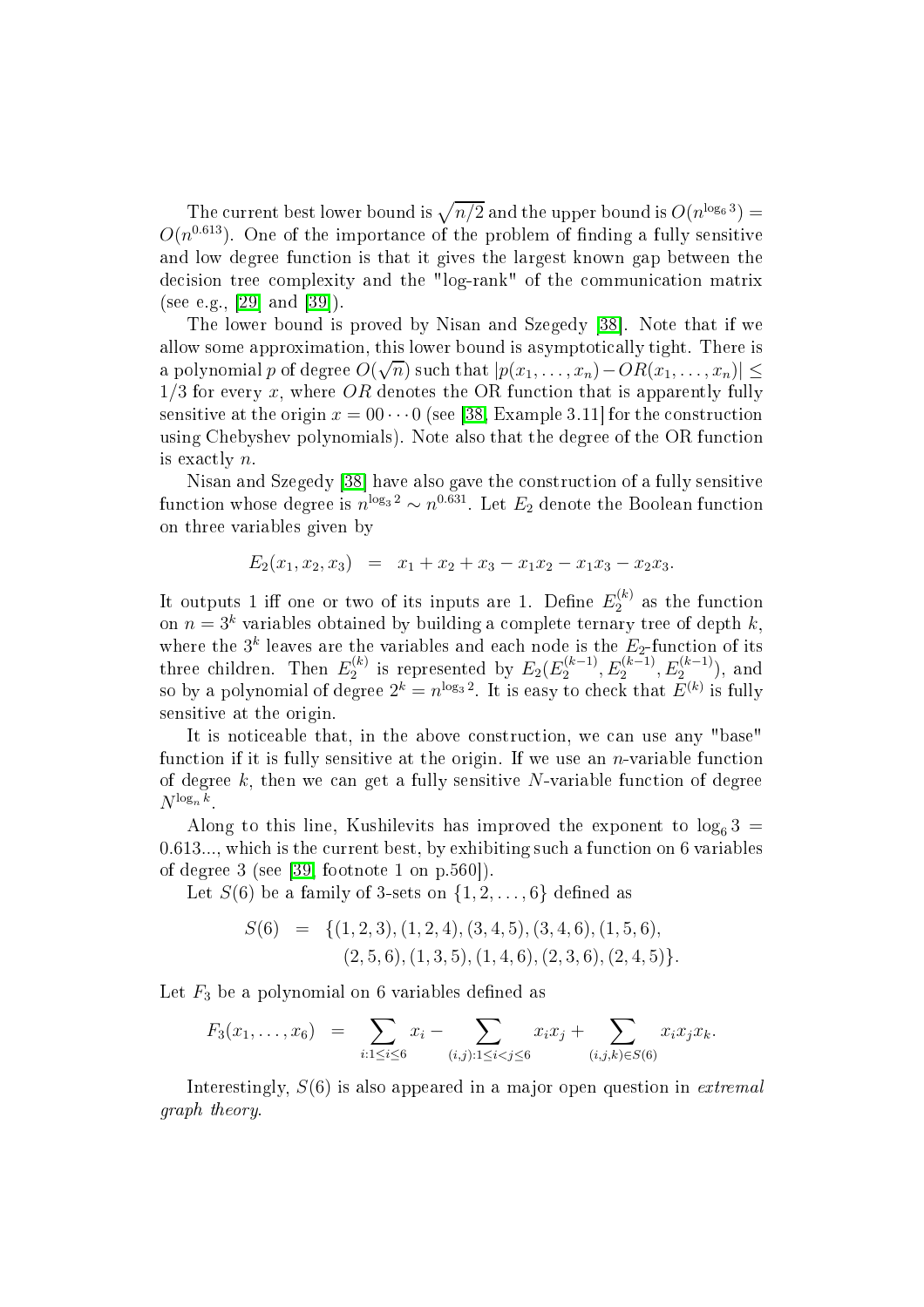The current best lower bound is $\sqrt{n/2}$ and the upper bound is $O(n^{\log_6 3}) = O(n^{0.613})$. One of the importance of the problem of finding a fully sensitive and low degree function is that it gives the largest known gap between the decision tree complexity and the "log-rank" of the communication matrix (see e.g., [29] and [39]).

The lower bound is proved by Nisan and Szegedy [38]. Note that if we allow some approximation, this lower bound is asymptotically tight. There is a polynomial $p$ of degree $O(\sqrt{n})$ such that $|p(x_1, \ldots, x_n) - OR(x_1, \ldots, x_n)| \leq 1/3$ for every $x$, where $OR$ denotes the OR function that is apparently fully sensitive at the origin $x = 00 \cdots 0$ (see [38, Example 3.11] for the construction using Chebyshev polynomials). Note also that the degree of the OR function is exactly $n$.

Nisan and Szegedy [38] have also gave the construction of a fully sensitive function whose degree is $n^{\log_3 2} \sim n^{0.631}$. Let $E_2$ denote the Boolean function on three variables given by

$$E_2(x_1, x_2, x_3) \;\; = \;\; x_1 + x_2 + x_3 - x_1x_2 - x_1x_3 - x_2x_3.$$

It outputs 1 iff one or two of its inputs are 1. Define $E_2^{(k)}$ as the function on $n = 3^k$ variables obtained by building a complete ternary tree of depth $k$, where the $3^k$ leaves are the variables and each node is the $E_2$-function of its three children. Then $E_2^{(k)}$ is represented by $E_2(E_2^{(k-1)}, E_2^{(k-1)}, E_2^{(k-1)})$, and so by a polynomial of degree $2^k = n^{\log_3 2}$. It is easy to check that $E^{(k)}$ is fully sensitive at the origin.

It is noticeable that, in the above construction, we can use any "base" function if it is fully sensitive at the origin. If we use an $n$-variable function of degree $k$, then we can get a fully sensitive $N$-variable function of degree $N^{\log_n k}$.

Along to this line, Kushilevits has improved the exponent to $\log_6 3 = 0.613...$, which is the current best, by exhibiting such a function on 6 variables of degree 3 (see [39, footnote 1 on p.560]).

Let $S(6)$ be a family of 3-sets on $\{1, 2, \ldots, 6\}$ defined as

$$\begin{aligned} S(6) \;\; = \;\; \{&(1,2,3), (1,2,4), (3,4,5), (3,4,6), (1,5,6), \\ &(2,5,6), (1,3,5), (1,4,6), (2,3,6), (2,4,5)\}. \end{aligned}$$

Let $F_3$ be a polynomial on 6 variables defined as

$$F_3(x_1, \ldots, x_6) \;\; = \;\; \sum_{i:1 \leq i \leq 6} x_i - \sum_{(i,j):1 \leq i < j \leq 6} x_ix_j + \sum_{(i,j,k) \in S(6)} x_ix_jx_k.$$

Interestingly, $S(6)$ is also appeared in a major open question in *extremal graph theory*.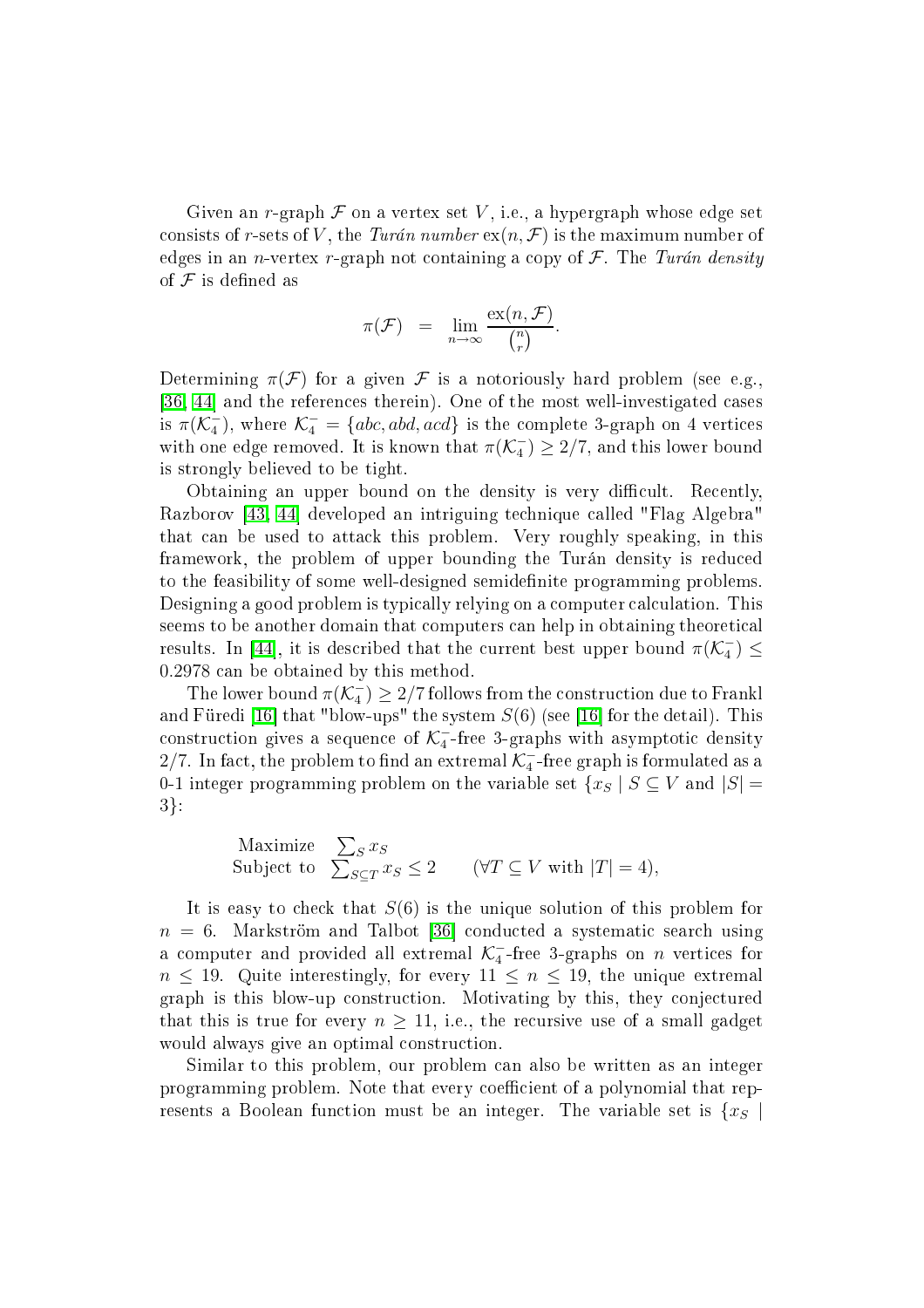Given an $r$-graph $\mathcal{F}$ on a vertex set $V$, i.e., a hypergraph whose edge set consists of $r$-sets of $V$, the *Turán number* $\mathrm{ex}(n, \mathcal{F})$ is the maximum number of edges in an $n$-vertex $r$-graph not containing a copy of $\mathcal{F}$. The *Turán density* of $\mathcal{F}$ is defined as

$$\pi(\mathcal{F}) \quad = \quad \lim_{n \to \infty} \frac{\mathrm{ex}(n, \mathcal{F})}{\binom{n}{r}}.$$

Determining $\pi(\mathcal{F})$ for a given $\mathcal{F}$ is a notoriously hard problem (see e.g., [36, 44] and the references therein). One of the most well-investigated cases is $\pi(\mathcal{K}_4^-)$, where $\mathcal{K}_4^- = \{abc, abd, acd\}$ is the complete 3-graph on 4 vertices with one edge removed. It is known that $\pi(\mathcal{K}_4^-) \geq 2/7$, and this lower bound is strongly believed to be tight.

Obtaining an upper bound on the density is very difficult. Recently, Razborov [43, 44] developed an intriguing technique called "Flag Algebra" that can be used to attack this problem. Very roughly speaking, in this framework, the problem of upper bounding the Turán density is reduced to the feasibility of some well-designed semidefinite programming problems. Designing a good problem is typically relying on a computer calculation. This seems to be another domain that computers can help in obtaining theoretical results. In [44], it is described that the current best upper bound $\pi(\mathcal{K}_4^-) \leq 0.2978$ can be obtained by this method.

The lower bound $\pi(\mathcal{K}_4^-) \geq 2/7$ follows from the construction due to Frankl and Füredi [16] that "blow-ups" the system $S(6)$ (see [16] for the detail). This construction gives a sequence of $\mathcal{K}_4^-$-free 3-graphs with asymptotic density $2/7$. In fact, the problem to find an extremal $\mathcal{K}_4^-$-free graph is formulated as a 0-1 integer programming problem on the variable set $\{x_S \mid S \subseteq V \text{ and } |S| = 3\}$:

$$\begin{array}{ll} \text{Maximize} & \sum_S x_S \\ \text{Subject to} & \sum_{S \subseteq T} x_S \leq 2 \qquad (\forall T \subseteq V \text{ with } |T| = 4), \end{array}$$

It is easy to check that $S(6)$ is the unique solution of this problem for $n = 6$. Markström and Talbot [36] conducted a systematic search using a computer and provided all extremal $\mathcal{K}_4^-$-free 3-graphs on $n$ vertices for $n \leq 19$. Quite interestingly, for every $11 \leq n \leq 19$, the unique extremal graph is this blow-up construction. Motivating by this, they conjectured that this is true for every $n \geq 11$, i.e., the recursive use of a small gadget would always give an optimal construction.

Similar to this problem, our problem can also be written as an integer programming problem. Note that every coefficient of a polynomial that represents a Boolean function must be an integer. The variable set is $\{x_S \mid$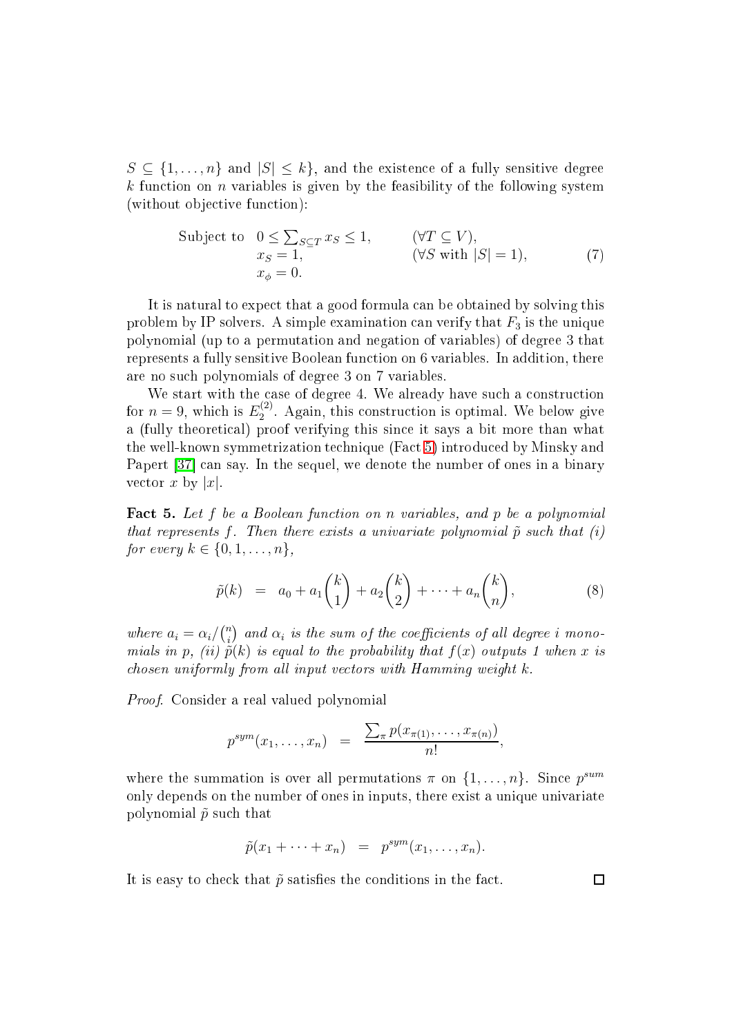$S \subseteq \{1, \ldots, n\}$ and $|S| \leq k\}$, and the existence of a fully sensitive degree $k$ function on $n$ variables is given by the feasibility of the following system (without objective function):

$$\begin{array}{lll} \text{Subject to} & 0 \leq \sum_{S \subseteq T} x_S \leq 1, & (\forall T \subseteq V), \\ & x_S = 1, & (\forall S \text{ with } |S| = 1), \\ & x_\phi = 0. & \end{array} \tag{7}$$

It is natural to expect that a good formula can be obtained by solving this problem by IP solvers. A simple examination can verify that $F_3$ is the unique polynomial (up to a permutation and negation of variables) of degree 3 that represents a fully sensitive Boolean function on 6 variables. In addition, there are no such polynomials of degree 3 on 7 variables.

We start with the case of degree 4. We already have such a construction for $n = 9$, which is $E_2^{(2)}$. Again, this construction is optimal. We below give a (fully theoretical) proof verifying this since it says a bit more than what the well-known symmetrization technique (Fact 5) introduced by Minsky and Papert [37] can say. In the sequel, we denote the number of ones in a binary vector $x$ by $|x|$.

**Fact 5.** *Let $f$ be a Boolean function on $n$ variables, and $p$ be a polynomial that represents $f$. Then there exists a univariate polynomial $\tilde{p}$ such that (i) for every $k \in \{0, 1, \ldots, n\}$,*

$$\tilde{p}(k) = a_0 + a_1\binom{k}{1} + a_2\binom{k}{2} + \cdots + a_n\binom{k}{n}, \tag{8}$$

*where $a_i = \alpha_i / \binom{n}{i}$ and $\alpha_i$ is the sum of the coefficients of all degree $i$ monomials in $p$, (ii) $\tilde{p}(k)$ is equal to the probability that $f(x)$ outputs 1 when $x$ is chosen uniformly from all input vectors with Hamming weight $k$.*

*Proof.* Consider a real valued polynomial

$$p^{sym}(x_1, \ldots, x_n) = \frac{\sum_\pi p(x_{\pi(1)}, \ldots, x_{\pi(n)})}{n!},$$

where the summation is over all permutations $\pi$ on $\{1, \ldots, n\}$. Since $p^{sum}$ only depends on the number of ones in inputs, there exist a unique univariate polynomial $\tilde{p}$ such that

$$\tilde{p}(x_1 + \cdots + x_n) = p^{sym}(x_1, \ldots, x_n).$$

It is easy to check that $\tilde{p}$ satisfies the conditions in the fact. ☐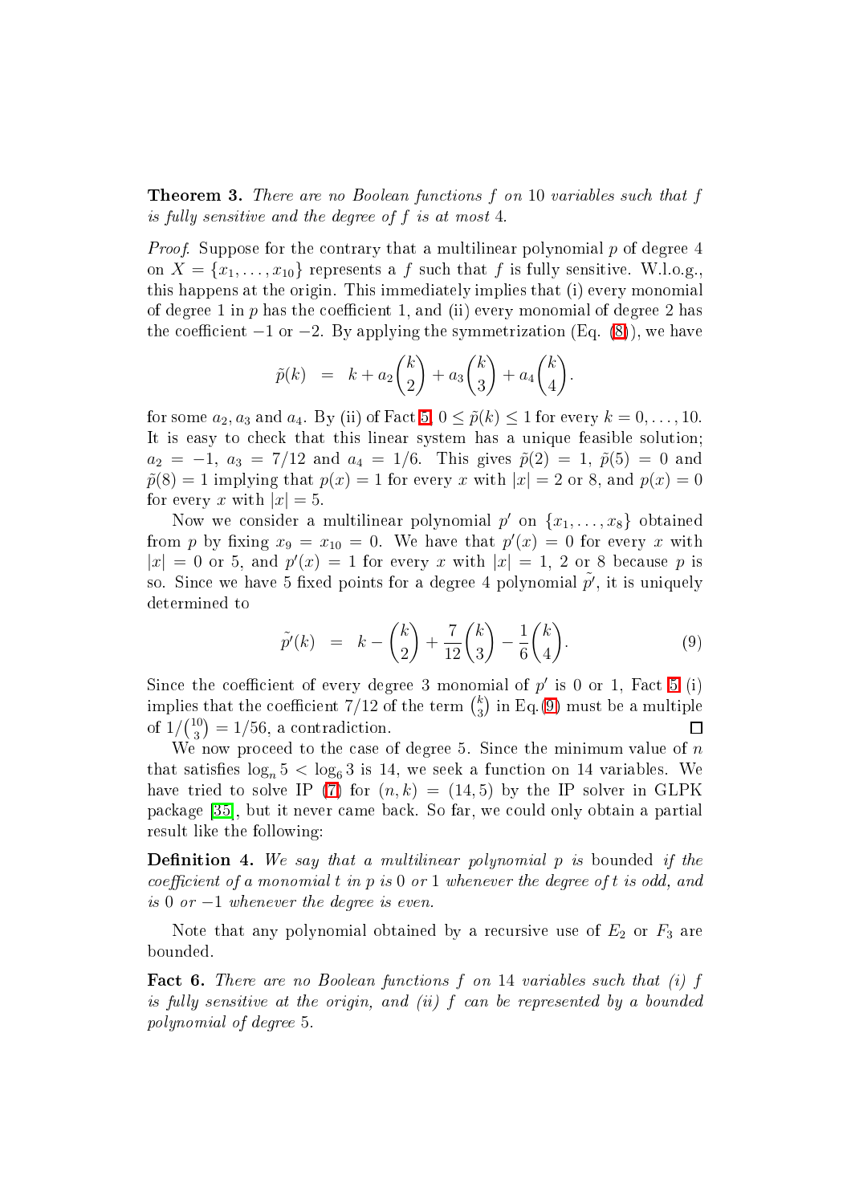**Theorem 3.** *There are no Boolean functions $f$ on 10 variables such that $f$ is fully sensitive and the degree of $f$ is at most 4.*

*Proof.* Suppose for the contrary that a multilinear polynomial $p$ of degree 4 on $X = \{x_1, \ldots, x_{10}\}$ represents a $f$ such that $f$ is fully sensitive. W.l.o.g., this happens at the origin. This immediately implies that (i) every monomial of degree 1 in $p$ has the coefficient 1, and (ii) every monomial of degree 2 has the coefficient $-1$ or $-2$. By applying the symmetrization (Eq. (8)), we have

$$\tilde{p}(k) \quad = \quad k + a_2\binom{k}{2} + a_3\binom{k}{3} + a_4\binom{k}{4}.$$

for some $a_2, a_3$ and $a_4$. By (ii) of Fact 5, $0 \le \tilde{p}(k) \le 1$ for every $k = 0, \ldots, 10$. It is easy to check that this linear system has a unique feasible solution; $a_2 = -1$, $a_3 = 7/12$ and $a_4 = 1/6$. This gives $\tilde{p}(2) = 1$, $\tilde{p}(5) = 0$ and $\tilde{p}(8) = 1$ implying that $p(x) = 1$ for every $x$ with $|x| = 2$ or 8, and $p(x) = 0$ for every $x$ with $|x| = 5$.

Now we consider a multilinear polynomial $p'$ on $\{x_1, \ldots, x_8\}$ obtained from $p$ by fixing $x_9 = x_{10} = 0$. We have that $p'(x) = 0$ for every $x$ with $|x| = 0$ or 5, and $p'(x) = 1$ for every $x$ with $|x| = 1$, 2 or 8 because $p$ is so. Since we have 5 fixed points for a degree 4 polynomial $\tilde{p'}$, it is uniquely determined to

$$\tilde{p'}(k) \quad = \quad k - \binom{k}{2} + \frac{7}{12}\binom{k}{3} - \frac{1}{6}\binom{k}{4}. \tag{9}$$

Since the coefficient of every degree 3 monomial of $p'$ is 0 or 1, Fact 5 (i) implies that the coefficient $7/12$ of the term $\binom{k}{3}$ in Eq.(9) must be a multiple of $1/\binom{10}{3} = 1/56$, a contradiction. $\square$

We now proceed to the case of degree 5. Since the minimum value of $n$ that satisfies $\log_n 5 < \log_6 3$ is 14, we seek a function on 14 variables. We have tried to solve IP (7) for $(n, k) = (14, 5)$ by the IP solver in GLPK package [35], but it never came back. So far, we could only obtain a partial result like the following:

**Definition 4.** *We say that a multilinear polynomial $p$ is* bounded *if the coefficient of a monomial $t$ in $p$ is 0 or 1 whenever the degree of $t$ is odd, and is 0 or $-1$ whenever the degree is even.*

Note that any polynomial obtained by a recursive use of $E_2$ or $F_3$ are bounded.

**Fact 6.** *There are no Boolean functions $f$ on 14 variables such that (i) $f$ is fully sensitive at the origin, and (ii) $f$ can be represented by a bounded polynomial of degree 5.*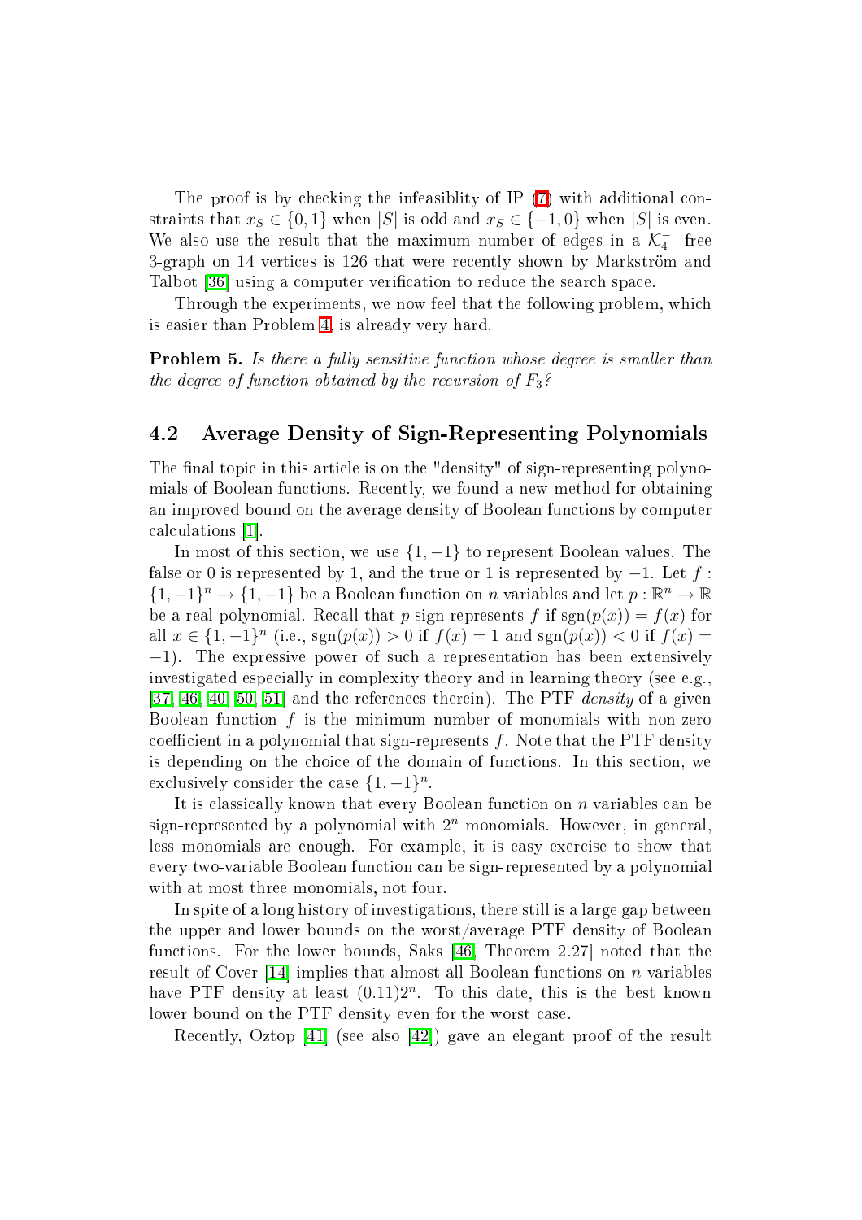The proof is by checking the infeasiblity of IP (7) with additional constraints that $x_S \in \{0, 1\}$ when $|S|$ is odd and $x_S \in \{-1, 0\}$ when $|S|$ is even. We also use the result that the maximum number of edges in a $\mathcal{K}_4^-$- free 3-graph on 14 vertices is 126 that were recently shown by Markström and Talbot [36] using a computer verification to reduce the search space.

Through the experiments, we now feel that the following problem, which is easier than Problem 4, is already very hard.

**Problem 5.** *Is there a fully sensitive function whose degree is smaller than the degree of function obtained by the recursion of $F_3$?*

## 4.2 Average Density of Sign-Representing Polynomials

The final topic in this article is on the "density" of sign-representing polynomials of Boolean functions. Recently, we found a new method for obtaining an improved bound on the average density of Boolean functions by computer calculations [1].

In most of this section, we use $\{1, -1\}$ to represent Boolean values. The false or 0 is represented by 1, and the true or 1 is represented by $-1$. Let $f : \{1, -1\}^n \to \{1, -1\}$ be a Boolean function on $n$ variables and let $p : \mathbb{R}^n \to \mathbb{R}$ be a real polynomial. Recall that $p$ sign-represents $f$ if $\mathrm{sgn}(p(x)) = f(x)$ for all $x \in \{1, -1\}^n$ (i.e., $\mathrm{sgn}(p(x)) > 0$ if $f(x) = 1$ and $\mathrm{sgn}(p(x)) < 0$ if $f(x) = -1$). The expressive power of such a representation has been extensively investigated especially in complexity theory and in learning theory (see e.g., [37, 46, 40, 50, 51] and the references therein). The PTF *density* of a given Boolean function $f$ is the minimum number of monomials with non-zero coefficient in a polynomial that sign-represents $f$. Note that the PTF density is depending on the choice of the domain of functions. In this section, we exclusively consider the case $\{1, -1\}^n$.

It is classically known that every Boolean function on $n$ variables can be sign-represented by a polynomial with $2^n$ monomials. However, in general, less monomials are enough. For example, it is easy exercise to show that every two-variable Boolean function can be sign-represented by a polynomial with at most three monomials, not four.

In spite of a long history of investigations, there still is a large gap between the upper and lower bounds on the worst/average PTF density of Boolean functions. For the lower bounds, Saks [46, Theorem 2.27] noted that the result of Cover [14] implies that almost all Boolean functions on $n$ variables have PTF density at least $(0.11)2^n$. To this date, this is the best known lower bound on the PTF density even for the worst case.

Recently, Oztop [41] (see also [42]) gave an elegant proof of the result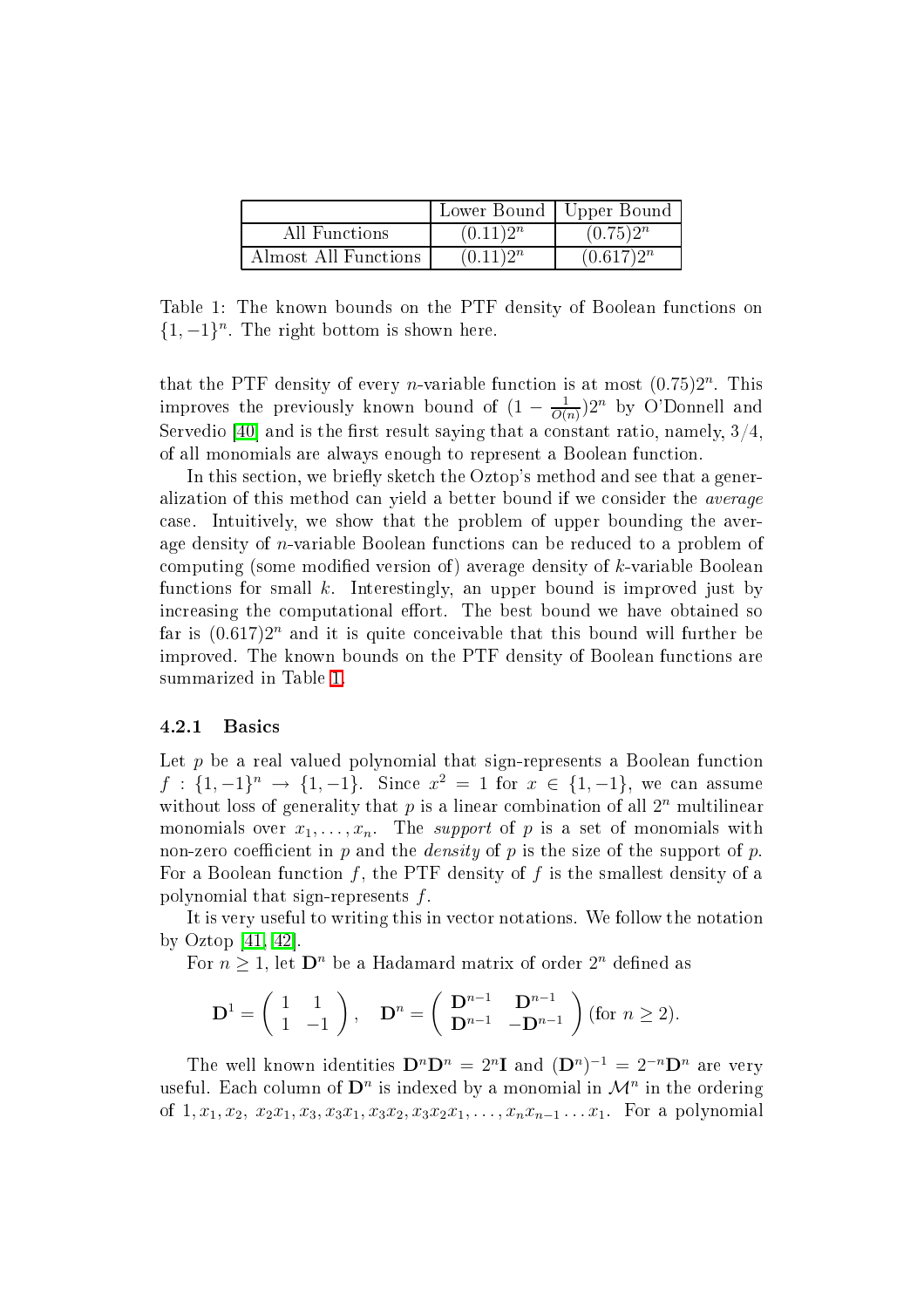|  | Lower Bound | Upper Bound |
|---|---|---|
| All Functions | $(0.11)2^n$ | $(0.75)2^n$ |
| Almost All Functions | $(0.11)2^n$ | $(0.617)2^n$ |

Table 1: The known bounds on the PTF density of Boolean functions on $\{1, -1\}^n$. The right bottom is shown here.

that the PTF density of every $n$-variable function is at most $(0.75)2^n$. This improves the previously known bound of $(1 - \frac{1}{O(n)})2^n$ by O'Donnell and Servedio [40] and is the first result saying that a constant ratio, namely, $3/4$, of all monomials are always enough to represent a Boolean function.

In this section, we briefly sketch the Oztop's method and see that a generalization of this method can yield a better bound if we consider the *average* case. Intuitively, we show that the problem of upper bounding the average density of $n$-variable Boolean functions can be reduced to a problem of computing (some modified version of) average density of $k$-variable Boolean functions for small $k$. Interestingly, an upper bound is improved just by increasing the computational effort. The best bound we have obtained so far is $(0.617)2^n$ and it is quite conceivable that this bound will further be improved. The known bounds on the PTF density of Boolean functions are summarized in Table 1.

### 4.2.1 Basics

Let $p$ be a real valued polynomial that sign-represents a Boolean function $f : \{1, -1\}^n \to \{1, -1\}$. Since $x^2 = 1$ for $x \in \{1, -1\}$, we can assume without loss of generality that $p$ is a linear combination of all $2^n$ multilinear monomials over $x_1, \ldots, x_n$. The *support* of $p$ is a set of monomials with non-zero coefficient in $p$ and the *density* of $p$ is the size of the support of $p$. For a Boolean function $f$, the PTF density of $f$ is the smallest density of a polynomial that sign-represents $f$.

It is very useful to writing this in vector notations. We follow the notation by Oztop [41, 42].

For $n \geq 1$, let $\mathbf{D}^n$ be a Hadamard matrix of order $2^n$ defined as

$$\mathbf{D}^1 = \begin{pmatrix} 1 & 1 \\ 1 & -1 \end{pmatrix}, \quad \mathbf{D}^n = \begin{pmatrix} \mathbf{D}^{n-1} & \mathbf{D}^{n-1} \\ \mathbf{D}^{n-1} & -\mathbf{D}^{n-1} \end{pmatrix} \text{(for } n \geq 2).$$

The well known identities $\mathbf{D}^n\mathbf{D}^n = 2^n\mathbf{I}$ and $(\mathbf{D}^n)^{-1} = 2^{-n}\mathbf{D}^n$ are very useful. Each column of $\mathbf{D}^n$ is indexed by a monomial in $\mathcal{M}^n$ in the ordering of $1, x_1, x_2, x_2x_1, x_3, x_3x_1, x_3x_2, x_3x_2x_1, \ldots, x_nx_{n-1}\ldots x_1$. For a polynomial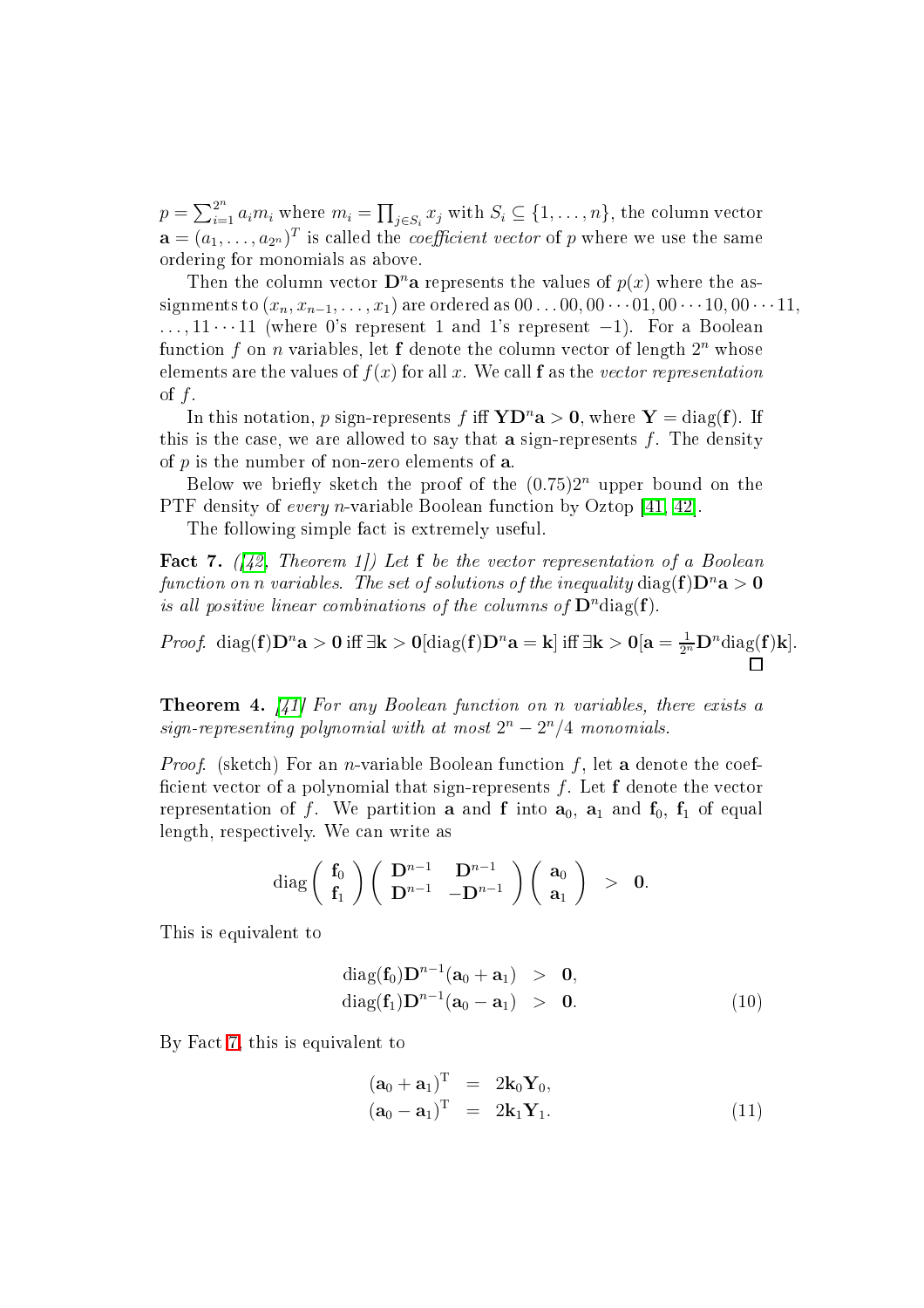$p = \sum_{i=1}^{2^n} a_i m_i$ where $m_i = \prod_{j \in S_i} x_j$ with $S_i \subseteq \{1, \ldots, n\}$, the column vector $\mathbf{a} = (a_1, \ldots, a_{2^n})^T$ is called the *coefficient vector* of $p$ where we use the same ordering for monomials as above.

Then the column vector $\mathbf{D}^n \mathbf{a}$ represents the values of $p(x)$ where the assignments to $(x_n, x_{n-1}, \ldots, x_1)$ are ordered as $00\ldots00, 00\cdots01, 00\cdots10, 00\cdots11$, $\ldots, 11\cdots11$ (where 0's represent 1 and 1's represent $-1$). For a Boolean function $f$ on $n$ variables, let $\mathbf{f}$ denote the column vector of length $2^n$ whose elements are the values of $f(x)$ for all $x$. We call $\mathbf{f}$ as the *vector representation* of $f$.

In this notation, $p$ sign-represents $f$ iff $\mathbf{Y}\mathbf{D}^n\mathbf{a} > \mathbf{0}$, where $\mathbf{Y} = \mathrm{diag}(\mathbf{f})$. If this is the case, we are allowed to say that $\mathbf{a}$ sign-represents $f$. The density of $p$ is the number of non-zero elements of $\mathbf{a}$.

Below we briefly sketch the proof of the $(0.75)2^n$ upper bound on the PTF density of *every* $n$-variable Boolean function by Oztop [41, 42].

The following simple fact is extremely useful.

**Fact 7.** *([42, Theorem 1]) Let* $\mathbf{f}$ *be the vector representation of a Boolean function on* $n$ *variables. The set of solutions of the inequality* $\mathrm{diag}(\mathbf{f})\mathbf{D}^n\mathbf{a} > \mathbf{0}$ *is all positive linear combinations of the columns of* $\mathbf{D}^n\mathrm{diag}(\mathbf{f})$.

*Proof.* $\mathrm{diag}(\mathbf{f})\mathbf{D}^n\mathbf{a} > \mathbf{0}$ iff $\exists \mathbf{k} > \mathbf{0}[\mathrm{diag}(\mathbf{f})\mathbf{D}^n\mathbf{a} = \mathbf{k}]$ iff $\exists \mathbf{k} > \mathbf{0}[\mathbf{a} = \frac{1}{2^n}\mathbf{D}^n\mathrm{diag}(\mathbf{f})\mathbf{k}]$. □

**Theorem 4.** *[41] For any Boolean function on* $n$ *variables, there exists a sign-representing polynomial with at most* $2^n - 2^n/4$ *monomials.*

*Proof.* (sketch) For an $n$-variable Boolean function $f$, let $\mathbf{a}$ denote the coefficient vector of a polynomial that sign-represents $f$. Let $\mathbf{f}$ denote the vector representation of $f$. We partition $\mathbf{a}$ and $\mathbf{f}$ into $\mathbf{a}_0$, $\mathbf{a}_1$ and $\mathbf{f}_0$, $\mathbf{f}_1$ of equal length, respectively. We can write as

$$\mathrm{diag}\begin{pmatrix} \mathbf{f}_0 \\ \mathbf{f}_1 \end{pmatrix} \begin{pmatrix} \mathbf{D}^{n-1} & \mathbf{D}^{n-1} \\ \mathbf{D}^{n-1} & -\mathbf{D}^{n-1} \end{pmatrix} \begin{pmatrix} \mathbf{a}_0 \\ \mathbf{a}_1 \end{pmatrix} > \mathbf{0}.$$

This is equivalent to

$$\begin{aligned} \mathrm{diag}(\mathbf{f}_0)\mathbf{D}^{n-1}(\mathbf{a}_0 + \mathbf{a}_1) &> \mathbf{0}, \\ \mathrm{diag}(\mathbf{f}_1)\mathbf{D}^{n-1}(\mathbf{a}_0 - \mathbf{a}_1) &> \mathbf{0}. \end{aligned} \tag{10}$$

By Fact 7, this is equivalent to

$$\begin{aligned} (\mathbf{a}_0 + \mathbf{a}_1)^{\mathrm{T}} &= 2\mathbf{k}_0\mathbf{Y}_0, \\ (\mathbf{a}_0 - \mathbf{a}_1)^{\mathrm{T}} &= 2\mathbf{k}_1\mathbf{Y}_1. \end{aligned} \tag{11}$$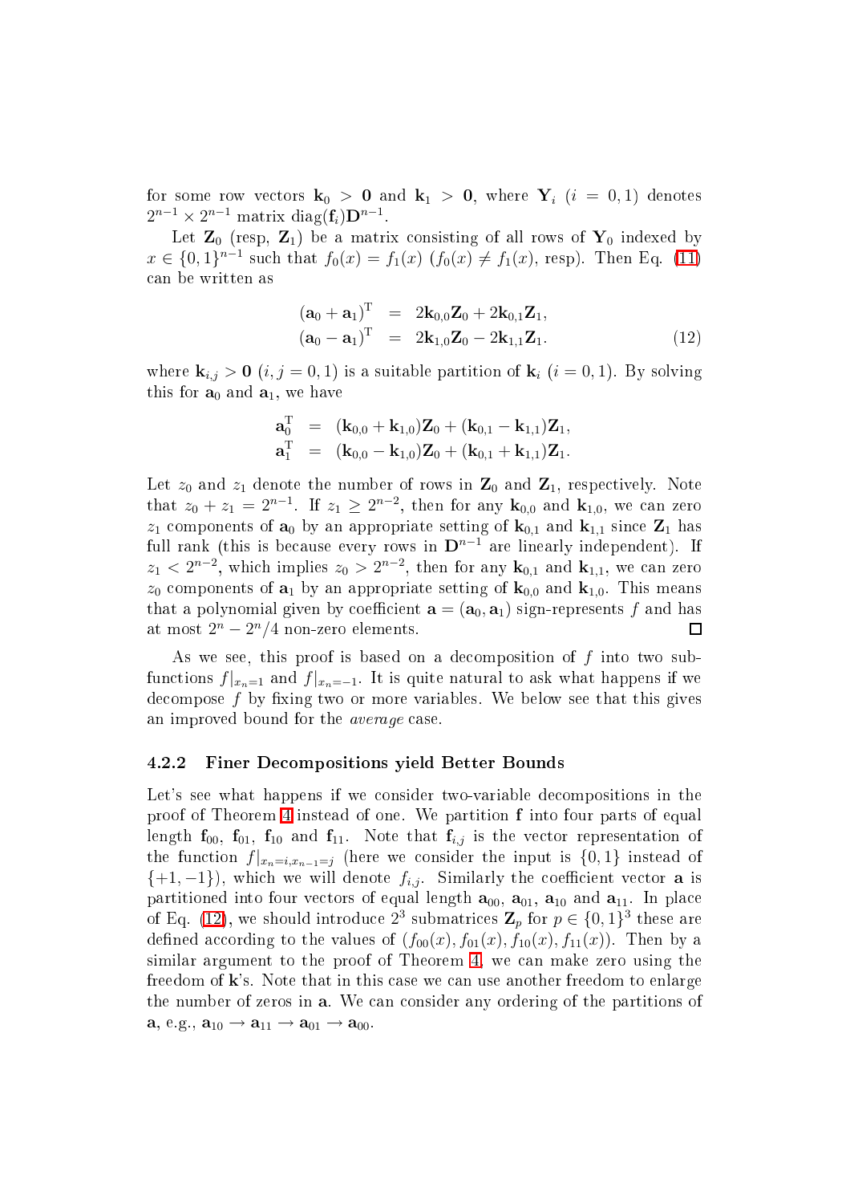for some row vectors $\mathbf{k}_0 > \mathbf{0}$ and $\mathbf{k}_1 > \mathbf{0}$, where $\mathbf{Y}_i$ $(i = 0, 1)$ denotes $2^{n-1} \times 2^{n-1}$ matrix $\mathrm{diag}(\mathbf{f}_i)\mathbf{D}^{n-1}$.

Let $\mathbf{Z}_0$ (resp, $\mathbf{Z}_1$) be a matrix consisting of all rows of $\mathbf{Y}_0$ indexed by $x \in \{0, 1\}^{n-1}$ such that $f_0(x) = f_1(x)$ ($f_0(x) \neq f_1(x)$, resp). Then Eq. (11) can be written as

$$
\begin{aligned}
(\mathbf{a}_0 + \mathbf{a}_1)^{\mathrm{T}} &= 2\mathbf{k}_{0,0}\mathbf{Z}_0 + 2\mathbf{k}_{0,1}\mathbf{Z}_1, \\
(\mathbf{a}_0 - \mathbf{a}_1)^{\mathrm{T}} &= 2\mathbf{k}_{1,0}\mathbf{Z}_0 - 2\mathbf{k}_{1,1}\mathbf{Z}_1.
\end{aligned} \tag{12}
$$

where $\mathbf{k}_{i,j} > \mathbf{0}$ $(i, j = 0, 1)$ is a suitable partition of $\mathbf{k}_i$ $(i = 0, 1)$. By solving this for $\mathbf{a}_0$ and $\mathbf{a}_1$, we have

$$
\begin{aligned}
\mathbf{a}_0^{\mathrm{T}} &= (\mathbf{k}_{0,0} + \mathbf{k}_{1,0})\mathbf{Z}_0 + (\mathbf{k}_{0,1} - \mathbf{k}_{1,1})\mathbf{Z}_1, \\
\mathbf{a}_1^{\mathrm{T}} &= (\mathbf{k}_{0,0} - \mathbf{k}_{1,0})\mathbf{Z}_0 + (\mathbf{k}_{0,1} + \mathbf{k}_{1,1})\mathbf{Z}_1.
\end{aligned}
$$

Let $z_0$ and $z_1$ denote the number of rows in $\mathbf{Z}_0$ and $\mathbf{Z}_1$, respectively. Note that $z_0 + z_1 = 2^{n-1}$. If $z_1 \geq 2^{n-2}$, then for any $\mathbf{k}_{0,0}$ and $\mathbf{k}_{1,0}$, we can zero $z_1$ components of $\mathbf{a}_0$ by an appropriate setting of $\mathbf{k}_{0,1}$ and $\mathbf{k}_{1,1}$ since $\mathbf{Z}_1$ has full rank (this is because every rows in $\mathbf{D}^{n-1}$ are linearly independent). If $z_1 < 2^{n-2}$, which implies $z_0 > 2^{n-2}$, then for any $\mathbf{k}_{0,1}$ and $\mathbf{k}_{1,1}$, we can zero $z_0$ components of $\mathbf{a}_1$ by an appropriate setting of $\mathbf{k}_{0,0}$ and $\mathbf{k}_{1,0}$. This means that a polynomial given by coefficient $\mathbf{a} = (\mathbf{a}_0, \mathbf{a}_1)$ sign-represents $f$ and has at most $2^n - 2^n/4$ non-zero elements. □

As we see, this proof is based on a decomposition of $f$ into two subfunctions $f|_{x_n=1}$ and $f|_{x_n=-1}$. It is quite natural to ask what happens if we decompose $f$ by fixing two or more variables. We below see that this gives an improved bound for the *average* case.

### 4.2.2 Finer Decompositions yield Better Bounds

Let's see what happens if we consider two-variable decompositions in the proof of Theorem 4 instead of one. We partition $\mathbf{f}$ into four parts of equal length $\mathbf{f}_{00}$, $\mathbf{f}_{01}$, $\mathbf{f}_{10}$ and $\mathbf{f}_{11}$. Note that $\mathbf{f}_{i,j}$ is the vector representation of the function $f|_{x_n=i, x_{n-1}=j}$ (here we consider the input is $\{0, 1\}$ instead of $\{+1, -1\}$), which we will denote $f_{i,j}$. Similarly the coefficient vector $\mathbf{a}$ is partitioned into four vectors of equal length $\mathbf{a}_{00}$, $\mathbf{a}_{01}$, $\mathbf{a}_{10}$ and $\mathbf{a}_{11}$. In place of Eq. (12), we should introduce $2^3$ submatrices $\mathbf{Z}_p$ for $p \in \{0, 1\}^3$ these are defined according to the values of $(f_{00}(x), f_{01}(x), f_{10}(x), f_{11}(x))$. Then by a similar argument to the proof of Theorem 4, we can make zero using the freedom of $\mathbf{k}$'s. Note that in this case we can use another freedom to enlarge the number of zeros in $\mathbf{a}$. We can consider any ordering of the partitions of $\mathbf{a}$, e.g., $\mathbf{a}_{10} \to \mathbf{a}_{11} \to \mathbf{a}_{01} \to \mathbf{a}_{00}$.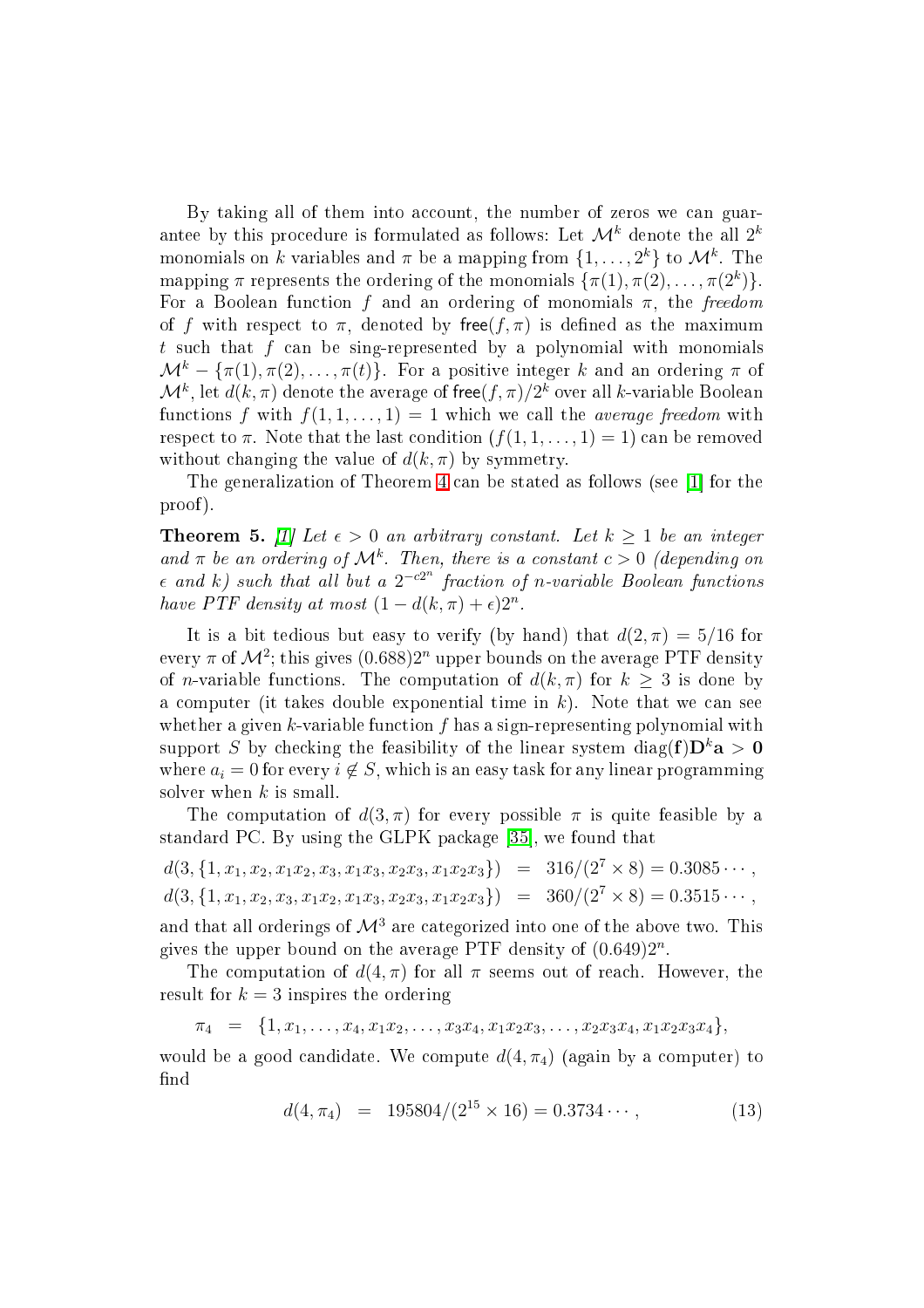By taking all of them into account, the number of zeros we can guarantee by this procedure is formulated as follows: Let $\mathcal{M}^k$ denote the all $2^k$ monomials on $k$ variables and $\pi$ be a mapping from $\{1, \ldots, 2^k\}$ to $\mathcal{M}^k$. The mapping $\pi$ represents the ordering of the monomials $\{\pi(1), \pi(2), \ldots, \pi(2^k)\}$. For a Boolean function $f$ and an ordering of monomials $\pi$, the *freedom* of $f$ with respect to $\pi$, denoted by $\mathsf{free}(f, \pi)$ is defined as the maximum $t$ such that $f$ can be sing-represented by a polynomial with monomials $\mathcal{M}^k - \{\pi(1), \pi(2), \ldots, \pi(t)\}$. For a positive integer $k$ and an ordering $\pi$ of $\mathcal{M}^k$, let $d(k, \pi)$ denote the average of $\mathsf{free}(f, \pi)/2^k$ over all $k$-variable Boolean functions $f$ with $f(1, 1, \ldots, 1) = 1$ which we call the *average freedom* with respect to $\pi$. Note that the last condition ($f(1, 1, \ldots, 1) = 1$) can be removed without changing the value of $d(k, \pi)$ by symmetry.

The generalization of Theorem 4 can be stated as follows (see [1] for the proof).

**Theorem 5.** [1] *Let $\epsilon > 0$ an arbitrary constant. Let $k \geq 1$ be an integer and $\pi$ be an ordering of $\mathcal{M}^k$. Then, there is a constant $c > 0$ (depending on $\epsilon$ and $k$) such that all but a $2^{-c2^n}$ fraction of $n$-variable Boolean functions have PTF density at most $(1 - d(k, \pi) + \epsilon)2^n$.*

It is a bit tedious but easy to verify (by hand) that $d(2, \pi) = 5/16$ for every $\pi$ of $\mathcal{M}^2$; this gives $(0.688)2^n$ upper bounds on the average PTF density of $n$-variable functions. The computation of $d(k, \pi)$ for $k \geq 3$ is done by a computer (it takes double exponential time in $k$). Note that we can see whether a given $k$-variable function $f$ has a sign-representing polynomial with support $S$ by checking the feasibility of the linear system $\mathrm{diag}(\mathbf{f})\mathbf{D}^k\mathbf{a} > \mathbf{0}$ where $a_i = 0$ for every $i \notin S$, which is an easy task for any linear programming solver when $k$ is small.

The computation of $d(3, \pi)$ for every possible $\pi$ is quite feasible by a standard PC. By using the GLPK package [35], we found that

$$d(3, \{1, x_1, x_2, x_1x_2, x_3, x_1x_3, x_2x_3, x_1x_2x_3\}) \;=\; 316/(2^7 \times 8) = 0.3085\cdots,$$
$$d(3, \{1, x_1, x_2, x_3, x_1x_2, x_1x_3, x_2x_3, x_1x_2x_3\}) \;=\; 360/(2^7 \times 8) = 0.3515\cdots,$$

and that all orderings of $\mathcal{M}^3$ are categorized into one of the above two. This gives the upper bound on the average PTF density of $(0.649)2^n$.

The computation of $d(4, \pi)$ for all $\pi$ seems out of reach. However, the result for $k = 3$ inspires the ordering

$$\pi_4 \;=\; \{1, x_1, \ldots, x_4, x_1x_2, \ldots, x_3x_4, x_1x_2x_3, \ldots, x_2x_3x_4, x_1x_2x_3x_4\},$$

would be a good candidate. We compute $d(4, \pi_4)$ (again by a computer) to find

$$d(4, \pi_4) \;=\; 195804/(2^{15} \times 16) = 0.3734\cdots, \tag{13}$$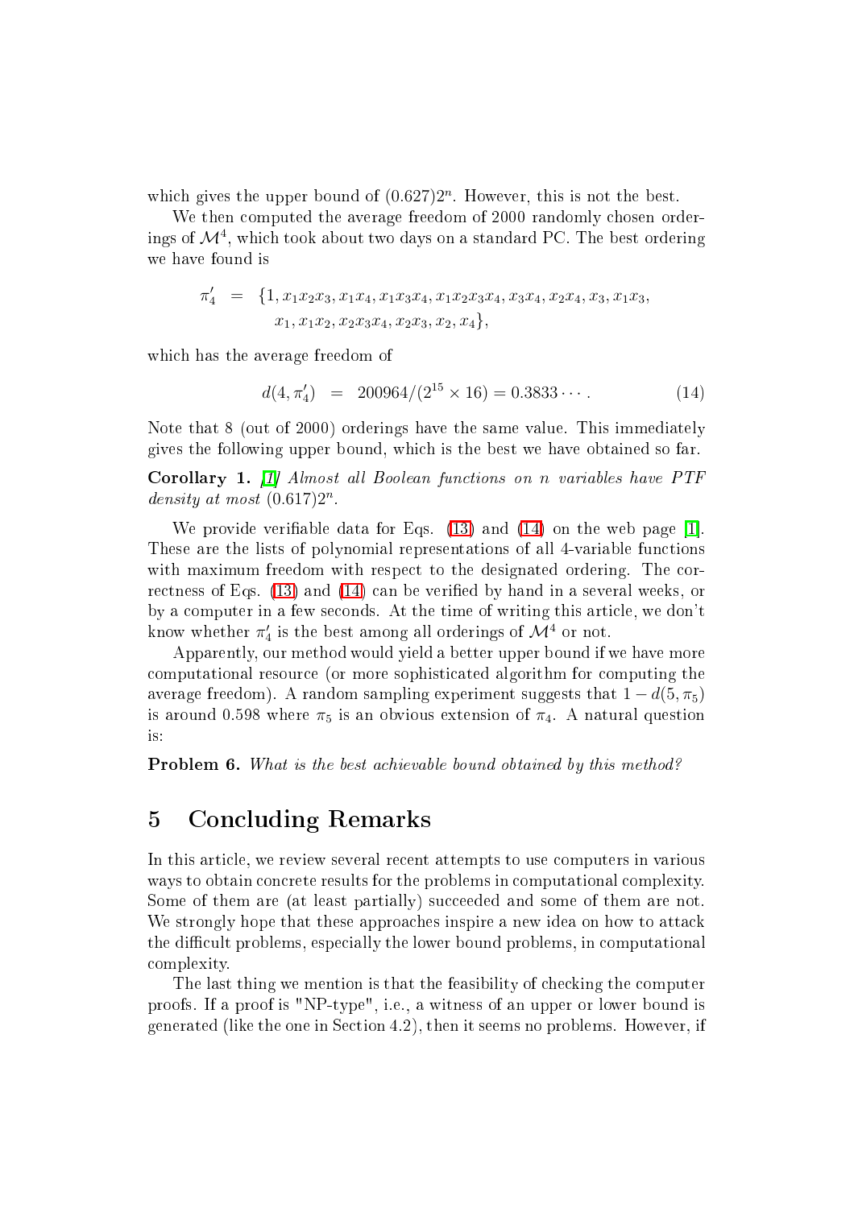which gives the upper bound of $(0.627)2^n$. However, this is not the best.

We then computed the average freedom of 2000 randomly chosen orderings of $\mathcal{M}^4$, which took about two days on a standard PC. The best ordering we have found is

$$\pi_4' = \{1, x_1x_2x_3, x_1x_4, x_1x_3x_4, x_1x_2x_3x_4, x_3x_4, x_2x_4, x_3, x_1x_3, x_1, x_1x_2, x_2x_3x_4, x_2x_3, x_2, x_4\},$$

which has the average freedom of

$$d(4, \pi_4') = 200964/(2^{15} \times 16) = 0.3833 \cdots . \tag{14}$$

Note that 8 (out of 2000) orderings have the same value. This immediately gives the following upper bound, which is the best we have obtained so far.

**Corollary 1.** *[1] Almost all Boolean functions on n variables have PTF density at most* $(0.617)2^n$.

We provide verifiable data for Eqs. (13) and (14) on the web page [1]. These are the lists of polynomial representations of all 4-variable functions with maximum freedom with respect to the designated ordering. The correctness of Eqs. (13) and (14) can be verified by hand in a several weeks, or by a computer in a few seconds. At the time of writing this article, we don't know whether $\pi_4'$ is the best among all orderings of $\mathcal{M}^4$ or not.

Apparently, our method would yield a better upper bound if we have more computational resource (or more sophisticated algorithm for computing the average freedom). A random sampling experiment suggests that $1 - d(5, \pi_5)$ is around 0.598 where $\pi_5$ is an obvious extension of $\pi_4$. A natural question is:

**Problem 6.** *What is the best achievable bound obtained by this method?*

# 5 Concluding Remarks

In this article, we review several recent attempts to use computers in various ways to obtain concrete results for the problems in computational complexity. Some of them are (at least partially) succeeded and some of them are not. We strongly hope that these approaches inspire a new idea on how to attack the difficult problems, especially the lower bound problems, in computational complexity.

The last thing we mention is that the feasibility of checking the computer proofs. If a proof is "NP-type", i.e., a witness of an upper or lower bound is generated (like the one in Section 4.2), then it seems no problems. However, if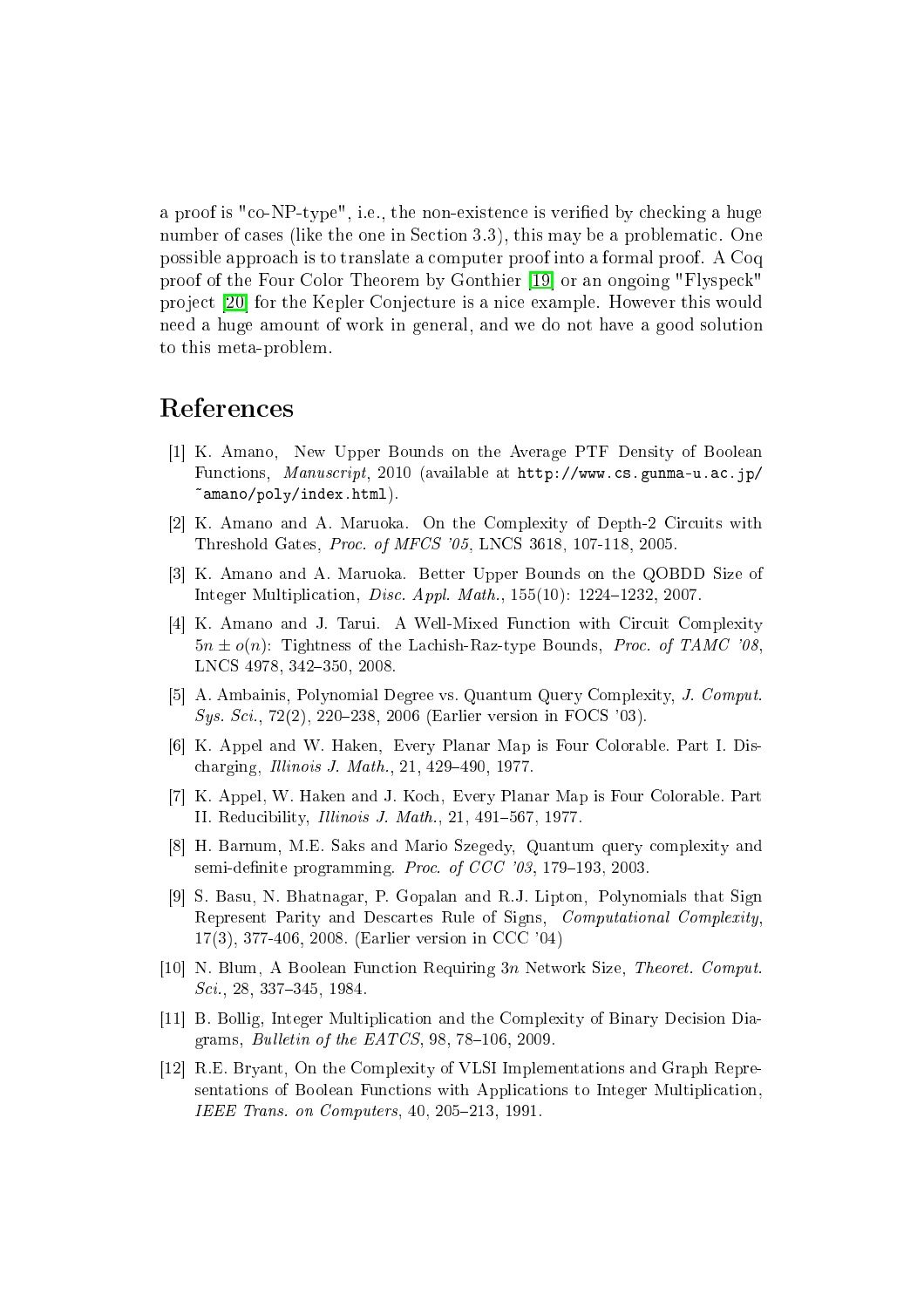a proof is "co-NP-type", i.e., the non-existence is verified by checking a huge number of cases (like the one in Section 3.3), this may be a problematic. One possible approach is to translate a computer proof into a formal proof. A Coq proof of the Four Color Theorem by Gonthier [19] or an ongoing "Flyspeck" project [20] for the Kepler Conjecture is a nice example. However this would need a huge amount of work in general, and we do not have a good solution to this meta-problem.

# References

[1] K. Amano, New Upper Bounds on the Average PTF Density of Boolean Functions, *Manuscript*, 2010 (available at `http://www.cs.gunma-u.ac.jp/~amano/poly/index.html`).

[2] K. Amano and A. Maruoka. On the Complexity of Depth-2 Circuits with Threshold Gates, *Proc. of MFCS '05*, LNCS 3618, 107-118, 2005.

[3] K. Amano and A. Maruoka. Better Upper Bounds on the QOBDD Size of Integer Multiplication, *Disc. Appl. Math.*, 155(10): 1224–1232, 2007.

[4] K. Amano and J. Tarui. A Well-Mixed Function with Circuit Complexity $5n \pm o(n)$: Tightness of the Lachish-Raz-type Bounds, *Proc. of TAMC '08*, LNCS 4978, 342–350, 2008.

[5] A. Ambainis, Polynomial Degree vs. Quantum Query Complexity, *J. Comput. Sys. Sci.*, 72(2), 220–238, 2006 (Earlier version in FOCS '03).

[6] K. Appel and W. Haken, Every Planar Map is Four Colorable. Part I. Discharging, *Illinois J. Math.*, 21, 429–490, 1977.

[7] K. Appel, W. Haken and J. Koch, Every Planar Map is Four Colorable. Part II. Reducibility, *Illinois J. Math.*, 21, 491–567, 1977.

[8] H. Barnum, M.E. Saks and Mario Szegedy, Quantum query complexity and semi-definite programming. *Proc. of CCC '03*, 179–193, 2003.

[9] S. Basu, N. Bhatnagar, P. Gopalan and R.J. Lipton, Polynomials that Sign Represent Parity and Descartes Rule of Signs, *Computational Complexity*, 17(3), 377-406, 2008. (Earlier version in CCC '04)

[10] N. Blum, A Boolean Function Requiring $3n$ Network Size, *Theoret. Comput. Sci.*, 28, 337–345, 1984.

[11] B. Bollig, Integer Multiplication and the Complexity of Binary Decision Diagrams, *Bulletin of the EATCS*, 98, 78–106, 2009.

[12] R.E. Bryant, On the Complexity of VLSI Implementations and Graph Representations of Boolean Functions with Applications to Integer Multiplication, *IEEE Trans. on Computers*, 40, 205–213, 1991.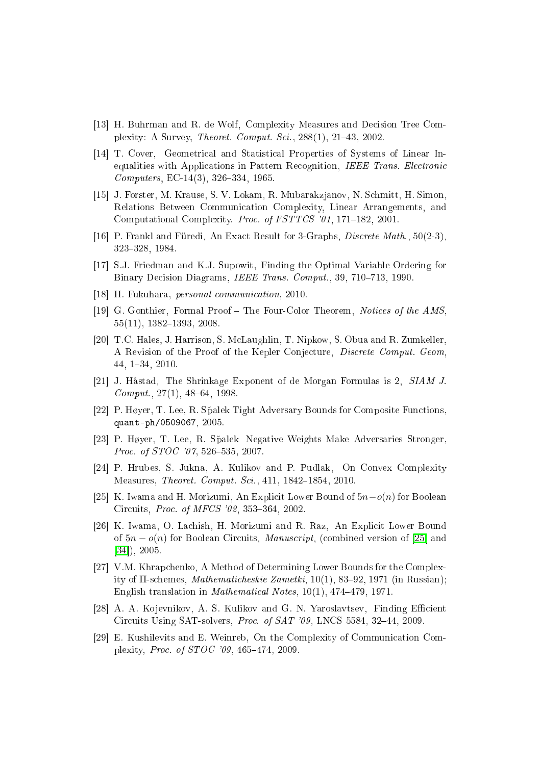[13] H. Buhrman and R. de Wolf, Complexity Measures and Decision Tree Complexity: A Survey, *Theoret. Comput. Sci.*, 288(1), 21–43, 2002.

[14] T. Cover, Geometrical and Statistical Properties of Systems of Linear Inequalities with Applications in Pattern Recognition, *IEEE Trans. Electronic Computers*, EC-14(3), 326–334, 1965.

[15] J. Forster, M. Krause, S. V. Lokam, R. Mubarakzjanov, N. Schmitt, H. Simon, Relations Between Communication Complexity, Linear Arrangements, and Computational Complexity. *Proc. of FSTTCS '01*, 171–182, 2001.

[16] P. Frankl and Füredi, An Exact Result for 3-Graphs, *Discrete Math.*, 50(2-3), 323–328, 1984.

[17] S.J. Friedman and K.J. Supowit, Finding the Optimal Variable Ordering for Binary Decision Diagrams, *IEEE Trans. Comput.*, 39, 710–713, 1990.

[18] H. Fukuhara, *personal communication*, 2010.

[19] G. Gonthier, Formal Proof – The Four-Color Theorem, *Notices of the AMS*, 55(11), 1382–1393, 2008.

[20] T.C. Hales, J. Harrison, S. McLaughlin, T. Nipkow, S. Obua and R. Zumkeller, A Revision of the Proof of the Kepler Conjecture, *Discrete Comput. Geom*, 44, 1–34, 2010.

[21] J. Håstad, The Shrinkage Exponent of de Morgan Formulas is 2, *SIAM J. Comput.*, 27(1), 48–64, 1998.

[22] P. Høyer, T. Lee, R. Sp̌alek Tight Adversary Bounds for Composite Functions, `quant-ph/0509067`, 2005.

[23] P. Høyer, T. Lee, R. Sp̌alek Negative Weights Make Adversaries Stronger, *Proc. of STOC '07*, 526–535, 2007.

[24] P. Hrubes, S. Jukna, A. Kulikov and P. Pudlak, On Convex Complexity Measures, *Theoret. Comput. Sci.*, 411, 1842–1854, 2010.

[25] K. Iwama and H. Morizumi, An Explicit Lower Bound of $5n - o(n)$ for Boolean Circuits, *Proc. of MFCS '02*, 353–364, 2002.

[26] K. Iwama, O. Lachish, H. Morizumi and R. Raz, An Explicit Lower Bound of $5n - o(n)$ for Boolean Circuits, *Manuscript*, (combined version of [25] and [34]), 2005.

[27] V.M. Khrapchenko, A Method of Determining Lower Bounds for the Complexity of Π-schemes, *Mathematicheskie Zametki*, 10(1), 83–92, 1971 (in Russian); English translation in *Mathematical Notes*, 10(1), 474–479, 1971.

[28] A. A. Kojevnikov, A. S. Kulikov and G. N. Yaroslavtsev, Finding Efficient Circuits Using SAT-solvers, *Proc. of SAT '09*, LNCS 5584, 32–44, 2009.

[29] E. Kushilevits and E. Weinreb, On the Complexity of Communication Complexity, *Proc. of STOC '09*, 465–474, 2009.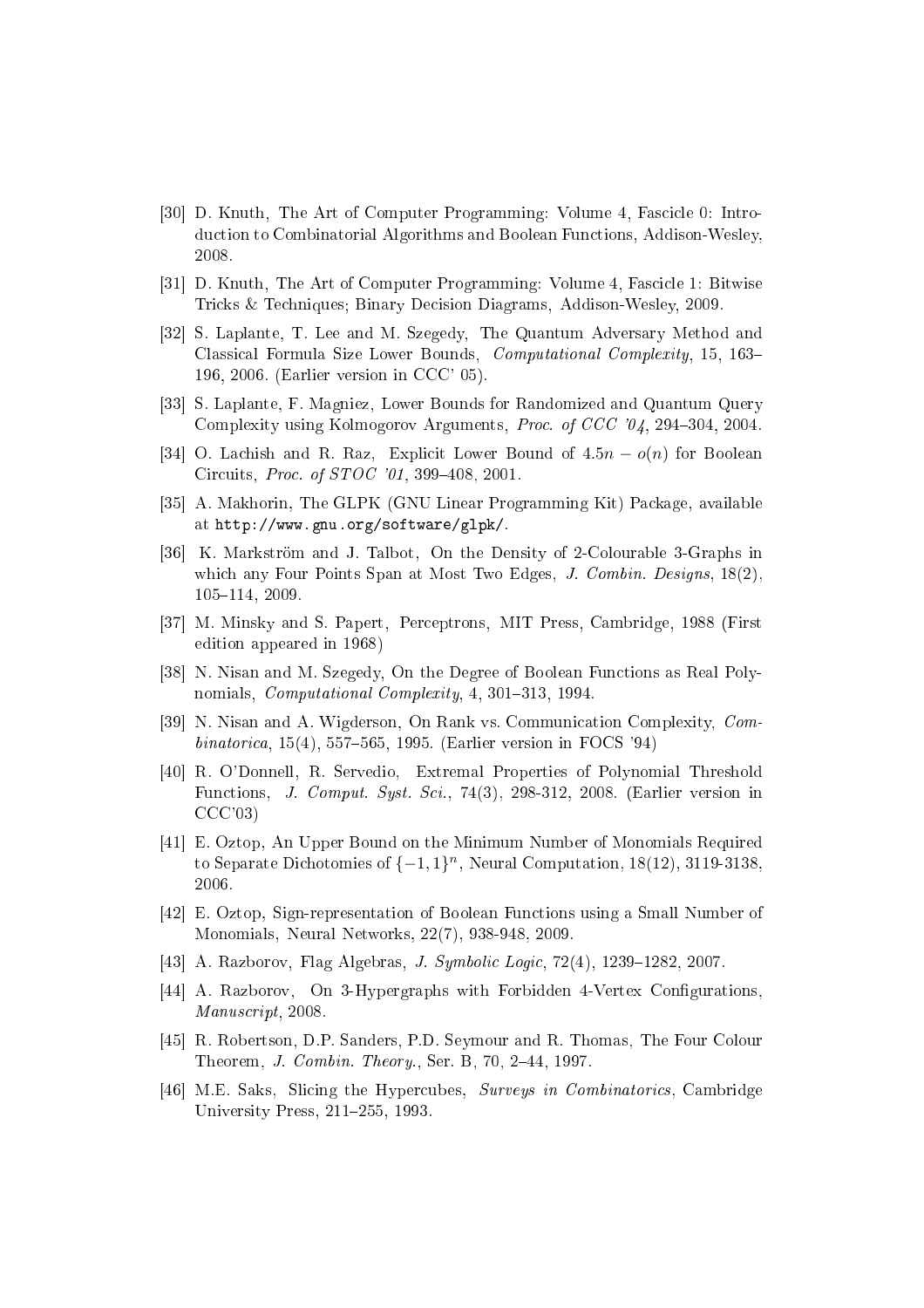[30] D. Knuth, The Art of Computer Programming: Volume 4, Fascicle 0: Introduction to Combinatorial Algorithms and Boolean Functions, Addison-Wesley, 2008.

[31] D. Knuth, The Art of Computer Programming: Volume 4, Fascicle 1: Bitwise Tricks & Techniques; Binary Decision Diagrams, Addison-Wesley, 2009.

[32] S. Laplante, T. Lee and M. Szegedy, The Quantum Adversary Method and Classical Formula Size Lower Bounds, *Computational Complexity*, 15, 163–196, 2006. (Earlier version in CCC' 05).

[33] S. Laplante, F. Magniez, Lower Bounds for Randomized and Quantum Query Complexity using Kolmogorov Arguments, *Proc. of CCC '04*, 294–304, 2004.

[34] O. Lachish and R. Raz, Explicit Lower Bound of $4.5n - o(n)$ for Boolean Circuits, *Proc. of STOC '01*, 399–408, 2001.

[35] A. Makhorin, The GLPK (GNU Linear Programming Kit) Package, available at http://www.gnu.org/software/glpk/.

[36] K. Markström and J. Talbot, On the Density of 2-Colourable 3-Graphs in which any Four Points Span at Most Two Edges, *J. Combin. Designs*, 18(2), 105–114, 2009.

[37] M. Minsky and S. Papert, Perceptrons, MIT Press, Cambridge, 1988 (First edition appeared in 1968)

[38] N. Nisan and M. Szegedy, On the Degree of Boolean Functions as Real Polynomials, *Computational Complexity*, 4, 301–313, 1994.

[39] N. Nisan and A. Wigderson, On Rank vs. Communication Complexity, *Combinatorica*, 15(4), 557–565, 1995. (Earlier version in FOCS '94)

[40] R. O'Donnell, R. Servedio, Extremal Properties of Polynomial Threshold Functions, *J. Comput. Syst. Sci.*, 74(3), 298-312, 2008. (Earlier version in CCC'03)

[41] E. Oztop, An Upper Bound on the Minimum Number of Monomials Required to Separate Dichotomies of $\{-1, 1\}^n$, Neural Computation, 18(12), 3119-3138, 2006.

[42] E. Oztop, Sign-representation of Boolean Functions using a Small Number of Monomials, Neural Networks, 22(7), 938-948, 2009.

[43] A. Razborov, Flag Algebras, *J. Symbolic Logic*, 72(4), 1239–1282, 2007.

[44] A. Razborov, On 3-Hypergraphs with Forbidden 4-Vertex Configurations, *Manuscript*, 2008.

[45] R. Robertson, D.P. Sanders, P.D. Seymour and R. Thomas, The Four Colour Theorem, *J. Combin. Theory.*, Ser. B, 70, 2–44, 1997.

[46] M.E. Saks, Slicing the Hypercubes, *Surveys in Combinatorics*, Cambridge University Press, 211–255, 1993.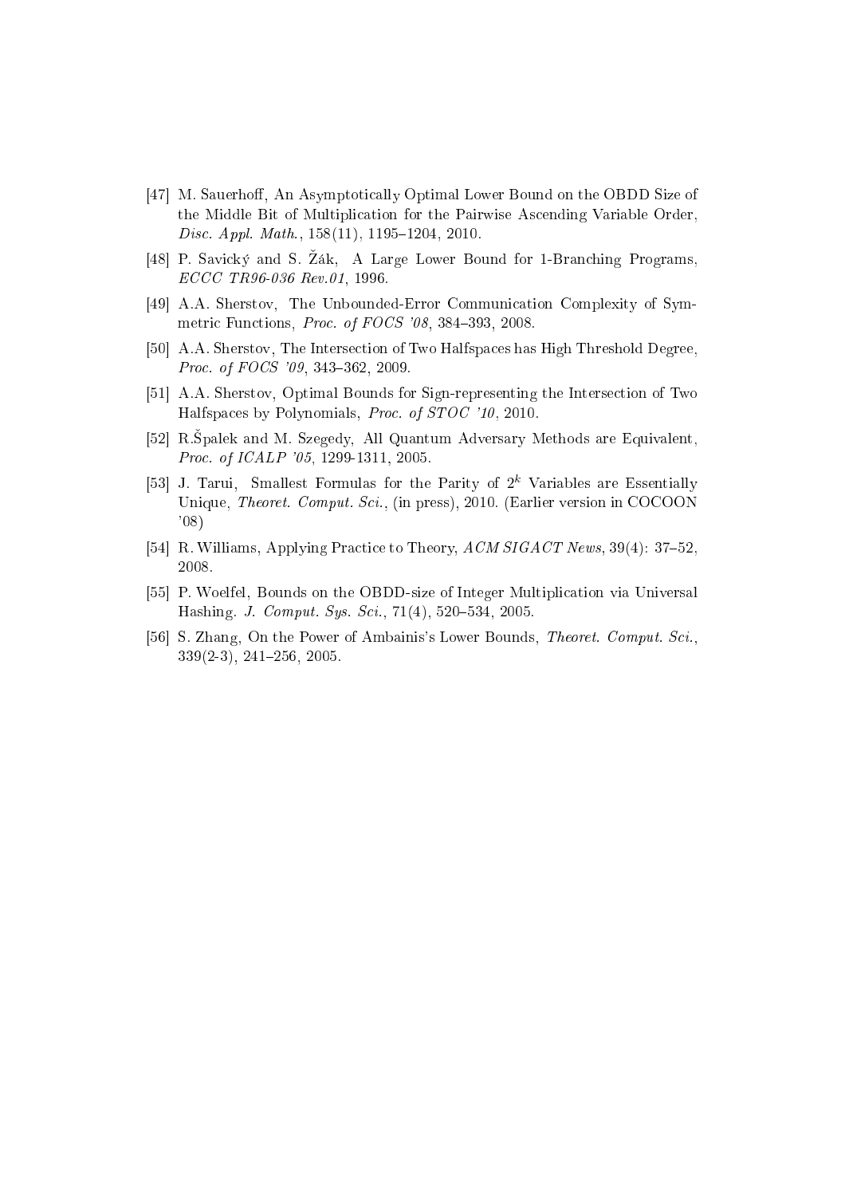[47] M. Sauerhoff, An Asymptotically Optimal Lower Bound on the OBDD Size of the Middle Bit of Multiplication for the Pairwise Ascending Variable Order, *Disc. Appl. Math.*, 158(11), 1195–1204, 2010.

[48] P. Savický and S. Žák, A Large Lower Bound for 1-Branching Programs, *ECCC TR96-036 Rev.01*, 1996.

[49] A.A. Sherstov, The Unbounded-Error Communication Complexity of Symmetric Functions, *Proc. of FOCS '08*, 384–393, 2008.

[50] A.A. Sherstov, The Intersection of Two Halfspaces has High Threshold Degree, *Proc. of FOCS '09*, 343–362, 2009.

[51] A.A. Sherstov, Optimal Bounds for Sign-representing the Intersection of Two Halfspaces by Polynomials, *Proc. of STOC '10*, 2010.

[52] R.Špalek and M. Szegedy, All Quantum Adversary Methods are Equivalent, *Proc. of ICALP '05*, 1299-1311, 2005.

[53] J. Tarui, Smallest Formulas for the Parity of $2^k$ Variables are Essentially Unique, *Theoret. Comput. Sci.*, (in press), 2010. (Earlier version in COCOON '08)

[54] R. Williams, Applying Practice to Theory, *ACM SIGACT News*, 39(4): 37–52, 2008.

[55] P. Woelfel, Bounds on the OBDD-size of Integer Multiplication via Universal Hashing. *J. Comput. Sys. Sci.*, 71(4), 520–534, 2005.

[56] S. Zhang, On the Power of Ambainis's Lower Bounds, *Theoret. Comput. Sci.*, 339(2-3), 241–256, 2005.